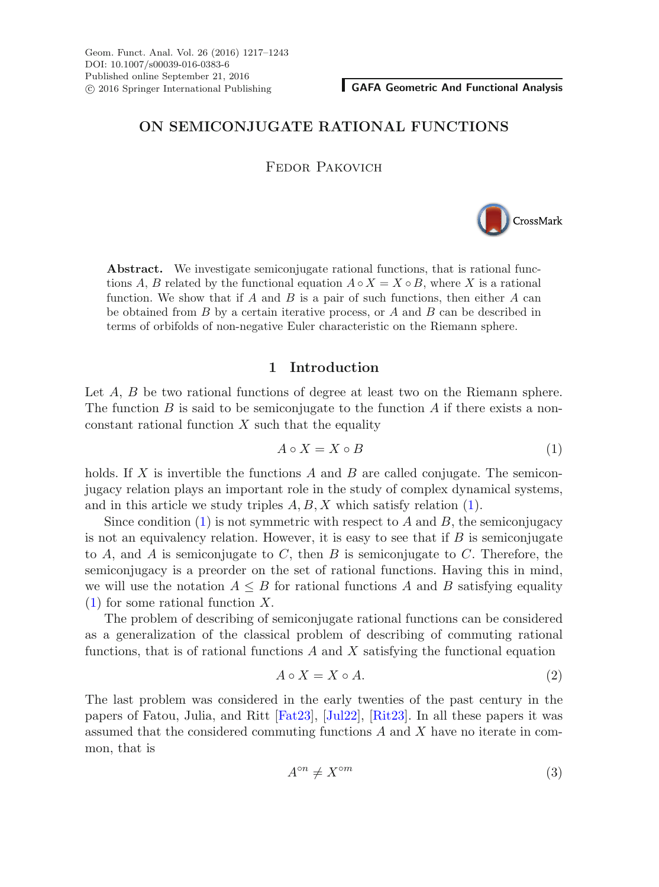# ON SEMICONJUGATE RATIONAL FUNCTIONS

Fedor Pakovich

**Abstract.** We investigate semiconjugate rational functions, that is rational functions $A$, $B$ related by the functional equation $A \circ X = X \circ B$, where $X$ is a rational function. We show that if $A$ and $B$ is a pair of such functions, then either $A$ can be obtained from $B$ by a certain iterative process, or $A$ and $B$ can be described in terms of orbifolds of non-negative Euler characteristic on the Riemann sphere.

## 1 Introduction

Let $A$, $B$ be two rational functions of degree at least two on the Riemann sphere. The function $B$ is said to be semiconjugate to the function $A$ if there exists a non-constant rational function $X$ such that the equality

$$A \circ X = X \circ B \tag{1}$$

holds. If $X$ is invertible the functions $A$ and $B$ are called conjugate. The semiconjugacy relation plays an important role in the study of complex dynamical systems, and in this article we study triples $A, B, X$ which satisfy relation (1).

Since condition (1) is not symmetric with respect to $A$ and $B$, the semiconjugacy is not an equivalency relation. However, it is easy to see that if $B$ is semiconjugate to $A$, and $A$ is semiconjugate to $C$, then $B$ is semiconjugate to $C$. Therefore, the semiconjugacy is a preorder on the set of rational functions. Having this in mind, we will use the notation $A \leq B$ for rational functions $A$ and $B$ satisfying equality (1) for some rational function $X$.

The problem of describing of semiconjugate rational functions can be considered as a generalization of the classical problem of describing of commuting rational functions, that is of rational functions $A$ and $X$ satisfying the functional equation

$$A \circ X = X \circ A. \tag{2}$$

The last problem was considered in the early twenties of the past century in the papers of Fatou, Julia, and Ritt [Fat23], [Jul22], [Rit23]. In all these papers it was assumed that the considered commuting functions $A$ and $X$ have no iterate in common, that is

$$A^{\circ n} \neq X^{\circ m} \tag{3}$$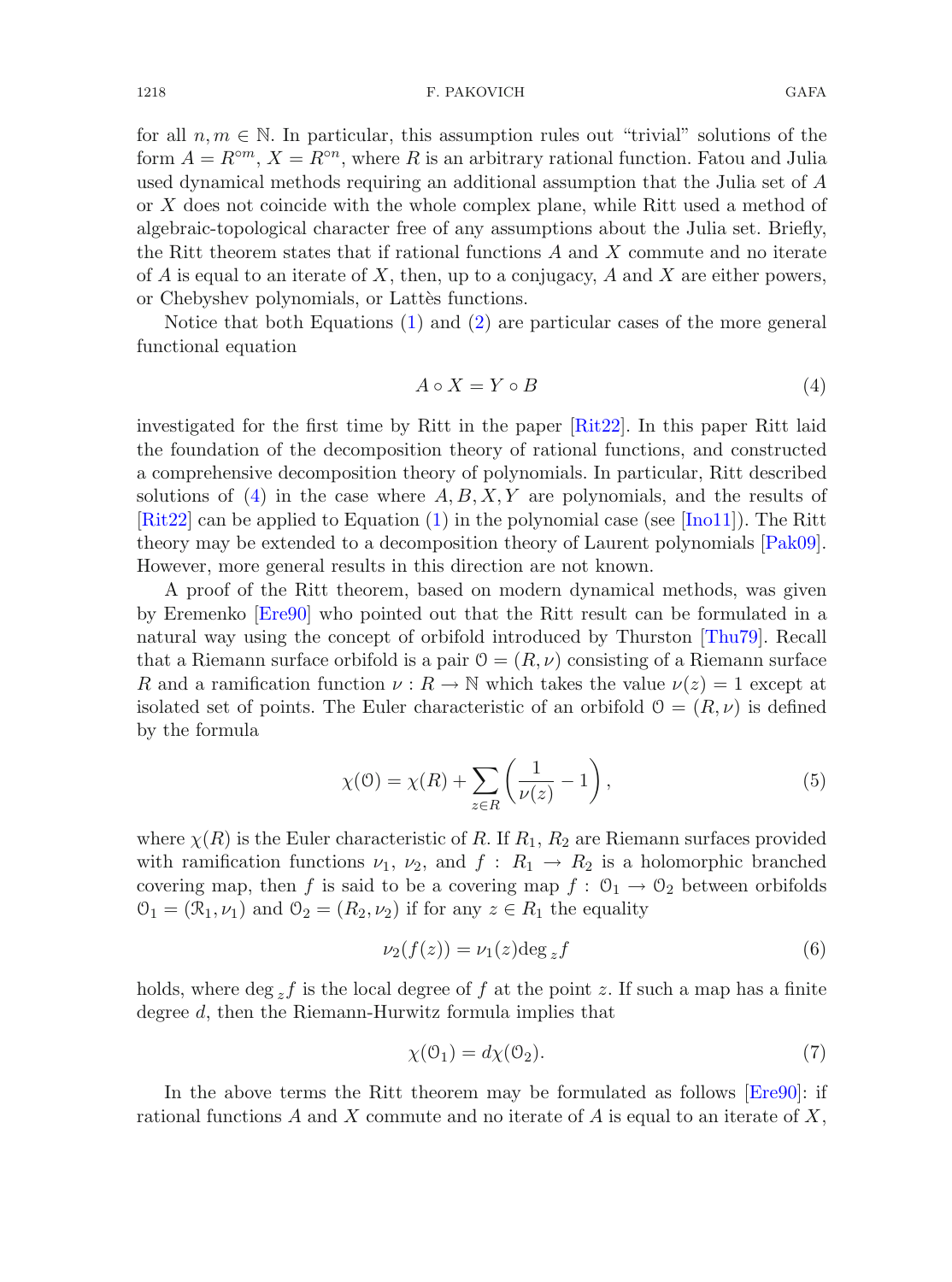for all $n, m \in \mathbb{N}$. In particular, this assumption rules out "trivial" solutions of the form $A = R^{\circ m}$, $X = R^{\circ n}$, where $R$ is an arbitrary rational function. Fatou and Julia used dynamical methods requiring an additional assumption that the Julia set of $A$ or $X$ does not coincide with the whole complex plane, while Ritt used a method of algebraic-topological character free of any assumptions about the Julia set. Briefly, the Ritt theorem states that if rational functions $A$ and $X$ commute and no iterate of $A$ is equal to an iterate of $X$, then, up to a conjugacy, $A$ and $X$ are either powers, or Chebyshev polynomials, or Lattès functions.

Notice that both Equations (1) and (2) are particular cases of the more general functional equation

$$A \circ X = Y \circ B \tag{4}$$

investigated for the first time by Ritt in the paper [Rit22]. In this paper Ritt laid the foundation of the decomposition theory of rational functions, and constructed a comprehensive decomposition theory of polynomials. In particular, Ritt described solutions of (4) in the case where $A, B, X, Y$ are polynomials, and the results of [Rit22] can be applied to Equation (1) in the polynomial case (see [Ino11]). The Ritt theory may be extended to a decomposition theory of Laurent polynomials [Pak09]. However, more general results in this direction are not known.

A proof of the Ritt theorem, based on modern dynamical methods, was given by Eremenko [Ere90] who pointed out that the Ritt result can be formulated in a natural way using the concept of orbifold introduced by Thurston [Thu79]. Recall that a Riemann surface orbifold is a pair $\mathcal{O} = (R, \nu)$ consisting of a Riemann surface $R$ and a ramification function $\nu : R \to \mathbb{N}$ which takes the value $\nu(z) = 1$ except at isolated set of points. The Euler characteristic of an orbifold $\mathcal{O} = (R, \nu)$ is defined by the formula

$$\chi(\mathcal{O}) = \chi(R) + \sum_{z \in R} \left( \frac{1}{\nu(z)} - 1 \right), \tag{5}$$

where $\chi(R)$ is the Euler characteristic of $R$. If $R_1$, $R_2$ are Riemann surfaces provided with ramification functions $\nu_1$, $\nu_2$, and $f : R_1 \to R_2$ is a holomorphic branched covering map, then $f$ is said to be a covering map $f : \mathcal{O}_1 \to \mathcal{O}_2$ between orbifolds $\mathcal{O}_1 = (\mathcal{R}_1, \nu_1)$ and $\mathcal{O}_2 = (R_2, \nu_2)$ if for any $z \in R_1$ the equality

$$\nu_2(f(z)) = \nu_1(z) \deg_z f \tag{6}$$

holds, where $\deg_z f$ is the local degree of $f$ at the point $z$. If such a map has a finite degree $d$, then the Riemann-Hurwitz formula implies that

$$\chi(\mathcal{O}_1) = d\chi(\mathcal{O}_2). \tag{7}$$

In the above terms the Ritt theorem may be formulated as follows [Ere90]: if rational functions $A$ and $X$ commute and no iterate of $A$ is equal to an iterate of $X$,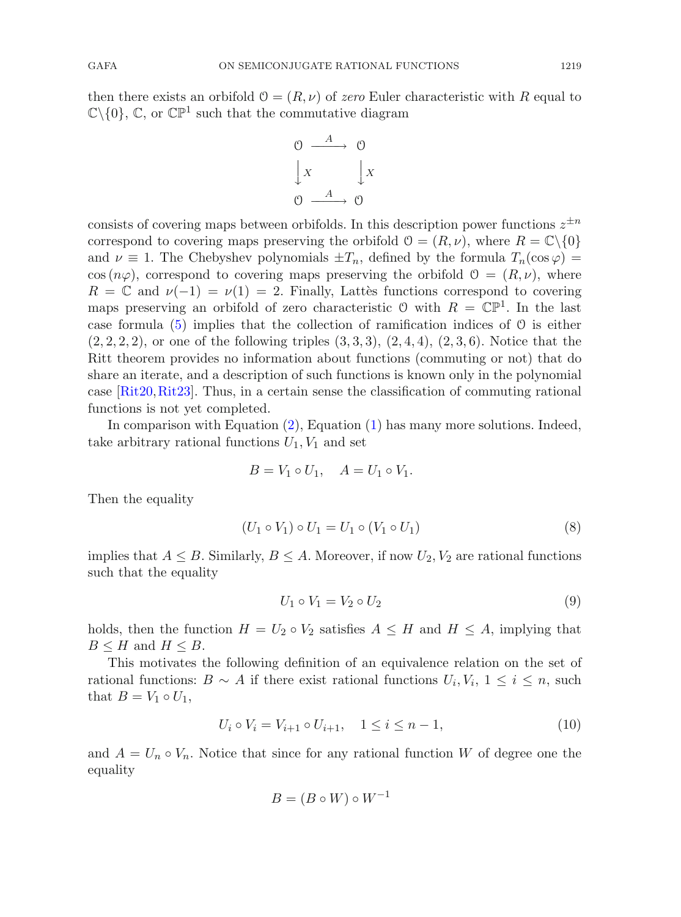then there exists an orbifold $\mathcal{O} = (R, \nu)$ of *zero* Euler characteristic with $R$ equal to $\mathbb{C}\setminus\{0\}$, $\mathbb{C}$, or $\mathbb{CP}^1$ such that the commutative diagram

$$\begin{array}{ccc} \mathcal{O} & \xrightarrow{A} & \mathcal{O} \\ \downarrow X & & \downarrow X \\ \mathcal{O} & \xrightarrow{A} & \mathcal{O} \end{array}$$

consists of covering maps between orbifolds. In this description power functions $z^{\pm n}$ correspond to covering maps preserving the orbifold $\mathcal{O} = (R, \nu)$, where $R = \mathbb{C}\setminus\{0\}$ and $\nu \equiv 1$. The Chebyshev polynomials $\pm T_n$, defined by the formula $T_n(\cos\varphi) = \cos(n\varphi)$, correspond to covering maps preserving the orbifold $\mathcal{O} = (R, \nu)$, where $R = \mathbb{C}$ and $\nu(-1) = \nu(1) = 2$. Finally, Lattès functions correspond to covering maps preserving an orbifold of zero characteristic $\mathcal{O}$ with $R = \mathbb{CP}^1$. In the last case formula (5) implies that the collection of ramification indices of $\mathcal{O}$ is either $(2, 2, 2, 2)$, or one of the following triples $(3, 3, 3)$, $(2, 4, 4)$, $(2, 3, 6)$. Notice that the Ritt theorem provides no information about functions (commuting or not) that do share an iterate, and a description of such functions is known only in the polynomial case [Rit20, Rit23]. Thus, in a certain sense the classification of commuting rational functions is not yet completed.

In comparison with Equation (2), Equation (1) has many more solutions. Indeed, take arbitrary rational functions $U_1, V_1$ and set

$$B = V_1 \circ U_1, \quad A = U_1 \circ V_1.$$

Then the equality

$$(U_1 \circ V_1) \circ U_1 = U_1 \circ (V_1 \circ U_1) \tag{8}$$

implies that $A \leq B$. Similarly, $B \leq A$. Moreover, if now $U_2, V_2$ are rational functions such that the equality

$$U_1 \circ V_1 = V_2 \circ U_2 \tag{9}$$

holds, then the function $H = U_2 \circ V_2$ satisfies $A \leq H$ and $H \leq A$, implying that $B \leq H$ and $H \leq B$.

This motivates the following definition of an equivalence relation on the set of rational functions: $B \sim A$ if there exist rational functions $U_i, V_i$, $1 \leq i \leq n$, such that $B = V_1 \circ U_1$,

$$U_i \circ V_i = V_{i+1} \circ U_{i+1}, \quad 1 \leq i \leq n-1, \tag{10}$$

and $A = U_n \circ V_n$. Notice that since for any rational function $W$ of degree one the equality

$$B = (B \circ W) \circ W^{-1}$$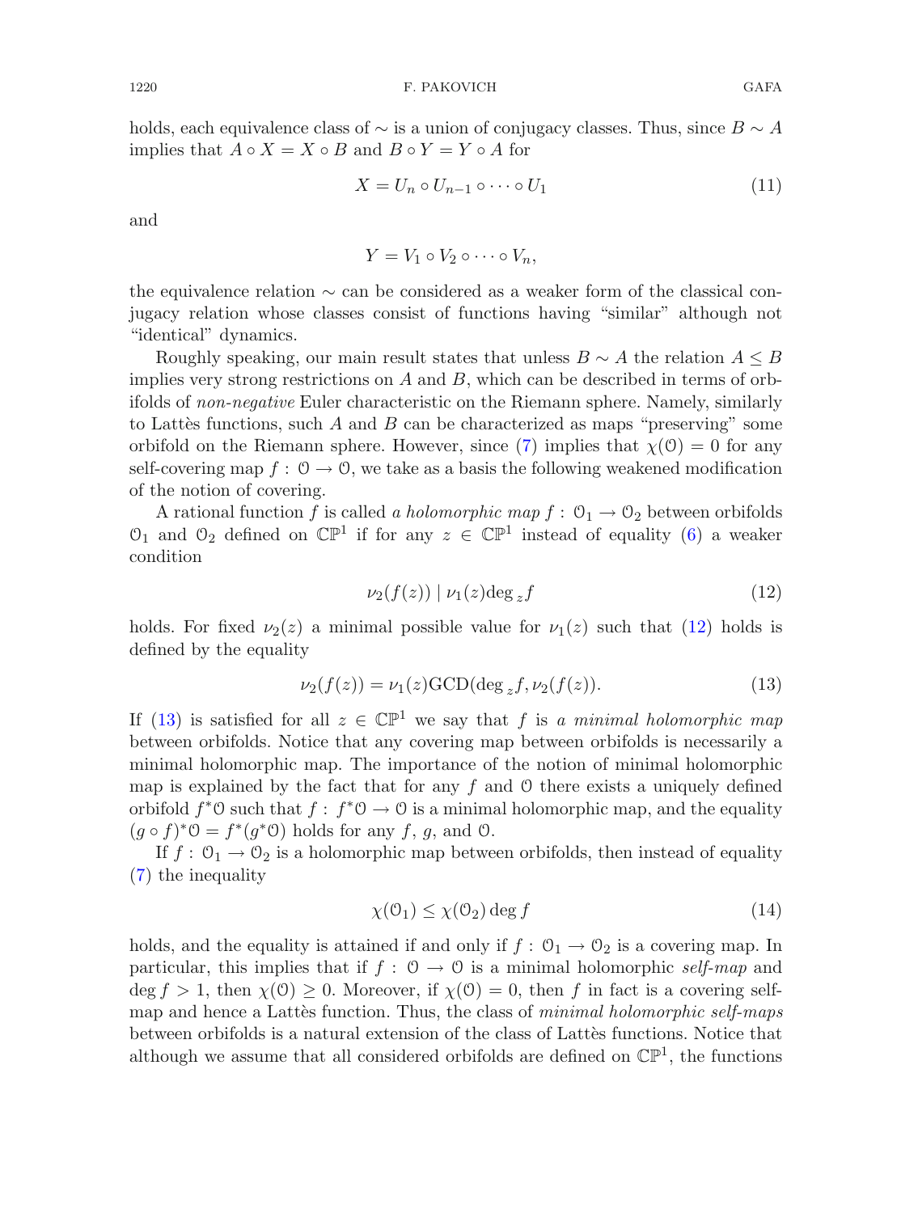holds, each equivalence class of $\sim$ is a union of conjugacy classes. Thus, since $B \sim A$ implies that $A \circ X = X \circ B$ and $B \circ Y = Y \circ A$ for

$$X = U_n \circ U_{n-1} \circ \cdots \circ U_1 \tag{11}$$

and

$$Y = V_1 \circ V_2 \circ \cdots \circ V_n,$$

the equivalence relation $\sim$ can be considered as a weaker form of the classical conjugacy relation whose classes consist of functions having "similar" although not "identical" dynamics.

Roughly speaking, our main result states that unless $B \sim A$ the relation $A \leq B$ implies very strong restrictions on $A$ and $B$, which can be described in terms of orbifolds of *non-negative* Euler characteristic on the Riemann sphere. Namely, similarly to Lattès functions, such $A$ and $B$ can be characterized as maps "preserving" some orbifold on the Riemann sphere. However, since (7) implies that $\chi(\mathcal{O}) = 0$ for any self-covering map $f : \mathcal{O} \to \mathcal{O}$, we take as a basis the following weakened modification of the notion of covering.

A rational function $f$ is called *a holomorphic map* $f : \mathcal{O}_1 \to \mathcal{O}_2$ between orbifolds $\mathcal{O}_1$ and $\mathcal{O}_2$ defined on $\mathbb{CP}^1$ if for any $z \in \mathbb{CP}^1$ instead of equality (6) a weaker condition

$$\nu_2(f(z)) \mid \nu_1(z) \deg_z f \tag{12}$$

holds. For fixed $\nu_2(z)$ a minimal possible value for $\nu_1(z)$ such that (12) holds is defined by the equality

$$\nu_2(f(z)) = \nu_1(z) \mathrm{GCD}(\deg_z f, \nu_2(f(z))). \tag{13}$$

If (13) is satisfied for all $z \in \mathbb{CP}^1$ we say that $f$ is *a minimal holomorphic map* between orbifolds. Notice that any covering map between orbifolds is necessarily a minimal holomorphic map. The importance of the notion of minimal holomorphic map is explained by the fact that for any $f$ and $\mathcal{O}$ there exists a uniquely defined orbifold $f^*\mathcal{O}$ such that $f : f^*\mathcal{O} \to \mathcal{O}$ is a minimal holomorphic map, and the equality $(g \circ f)^*\mathcal{O} = f^*(g^*\mathcal{O})$ holds for any $f$, $g$, and $\mathcal{O}$.

If $f : \mathcal{O}_1 \to \mathcal{O}_2$ is a holomorphic map between orbifolds, then instead of equality (7) the inequality

$$\chi(\mathcal{O}_1) \leq \chi(\mathcal{O}_2) \deg f \tag{14}$$

holds, and the equality is attained if and only if $f : \mathcal{O}_1 \to \mathcal{O}_2$ is a covering map. In particular, this implies that if $f : \mathcal{O} \to \mathcal{O}$ is a minimal holomorphic *self-map* and $\deg f > 1$, then $\chi(\mathcal{O}) \geq 0$. Moreover, if $\chi(\mathcal{O}) = 0$, then $f$ in fact is a covering self-map and hence a Lattès function. Thus, the class of *minimal holomorphic self-maps* between orbifolds is a natural extension of the class of Lattès functions. Notice that although we assume that all considered orbifolds are defined on $\mathbb{CP}^1$, the functions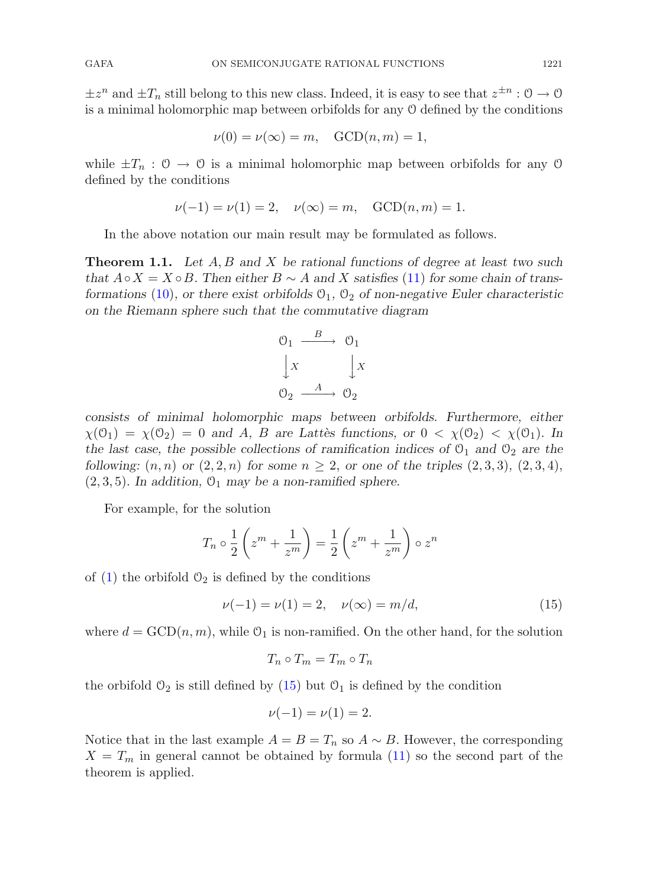$\pm z^n$ and $\pm T_n$ still belong to this new class. Indeed, it is easy to see that $z^{\pm n} : \mathcal{O} \to \mathcal{O}$ is a minimal holomorphic map between orbifolds for any $\mathcal{O}$ defined by the conditions

$$\nu(0) = \nu(\infty) = m, \quad \mathrm{GCD}(n, m) = 1,$$

while $\pm T_n : \mathcal{O} \to \mathcal{O}$ is a minimal holomorphic map between orbifolds for any $\mathcal{O}$ defined by the conditions

$$\nu(-1) = \nu(1) = 2, \quad \nu(\infty) = m, \quad \mathrm{GCD}(n, m) = 1.$$

In the above notation our main result may be formulated as follows.

**Theorem 1.1.** *Let $A, B$ and $X$ be rational functions of degree at least two such that $A \circ X = X \circ B$. Then either $B \sim A$ and $X$ satisfies (11) for some chain of transformations (10), or there exist orbifolds $\mathcal{O}_1$, $\mathcal{O}_2$ of non-negative Euler characteristic on the Riemann sphere such that the commutative diagram*

$$\begin{array}{ccc} \mathcal{O}_1 & \xrightarrow{\ B\ } & \mathcal{O}_1 \\ \big\downarrow X & & \big\downarrow X \\ \mathcal{O}_2 & \xrightarrow{\ A\ } & \mathcal{O}_2 \end{array}$$

*consists of minimal holomorphic maps between orbifolds. Furthermore, either $\chi(\mathcal{O}_1) = \chi(\mathcal{O}_2) = 0$ and $A$, $B$ are Lattès functions, or $0 < \chi(\mathcal{O}_2) < \chi(\mathcal{O}_1)$. In the last case, the possible collections of ramification indices of $\mathcal{O}_1$ and $\mathcal{O}_2$ are the following: $(n, n)$ or $(2, 2, n)$ for some $n \geq 2$, or one of the triples $(2, 3, 3)$, $(2, 3, 4)$, $(2, 3, 5)$. In addition, $\mathcal{O}_1$ may be a non-ramified sphere.*

For example, for the solution

$$T_n \circ \frac{1}{2}\left(z^m + \frac{1}{z^m}\right) = \frac{1}{2}\left(z^m + \frac{1}{z^m}\right) \circ z^n$$

of (1) the orbifold $\mathcal{O}_2$ is defined by the conditions

$$\nu(-1) = \nu(1) = 2, \quad \nu(\infty) = m/d, \tag{15}$$

where $d = \mathrm{GCD}(n, m)$, while $\mathcal{O}_1$ is non-ramified. On the other hand, for the solution

$$T_n \circ T_m = T_m \circ T_n$$

the orbifold $\mathcal{O}_2$ is still defined by (15) but $\mathcal{O}_1$ is defined by the condition

$$\nu(-1) = \nu(1) = 2.$$

Notice that in the last example $A = B = T_n$ so $A \sim B$. However, the corresponding $X = T_m$ in general cannot be obtained by formula (11) so the second part of the theorem is applied.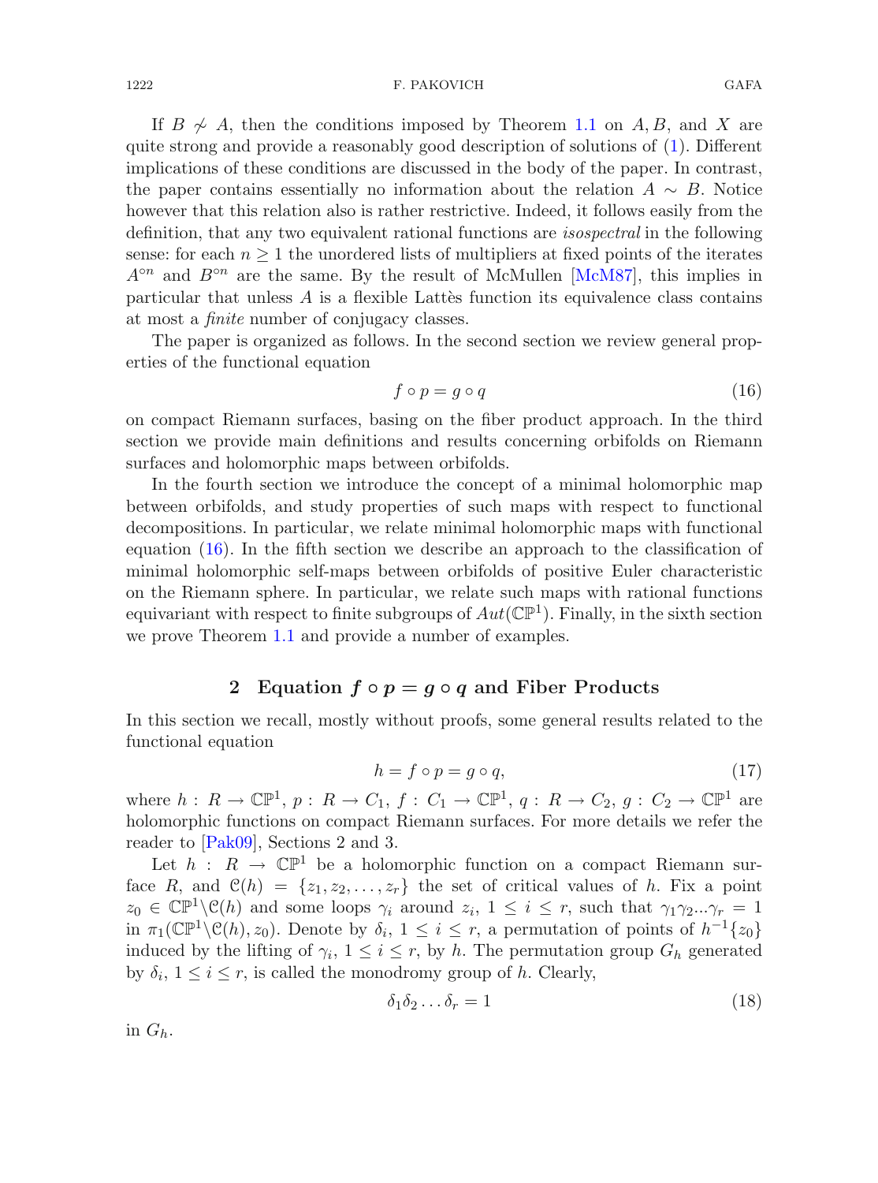If $B \not\sim A$, then the conditions imposed by Theorem 1.1 on $A, B$, and $X$ are quite strong and provide a reasonably good description of solutions of (1). Different implications of these conditions are discussed in the body of the paper. In contrast, the paper contains essentially no information about the relation $A \sim B$. Notice however that this relation also is rather restrictive. Indeed, it follows easily from the definition, that any two equivalent rational functions are *isospectral* in the following sense: for each $n \geq 1$ the unordered lists of multipliers at fixed points of the iterates $A^{\circ n}$ and $B^{\circ n}$ are the same. By the result of McMullen [McM87], this implies in particular that unless $A$ is a flexible Lattès function its equivalence class contains at most a *finite* number of conjugacy classes.

The paper is organized as follows. In the second section we review general properties of the functional equation

$$f \circ p = g \circ q \tag{16}$$

on compact Riemann surfaces, basing on the fiber product approach. In the third section we provide main definitions and results concerning orbifolds on Riemann surfaces and holomorphic maps between orbifolds.

In the fourth section we introduce the concept of a minimal holomorphic map between orbifolds, and study properties of such maps with respect to functional decompositions. In particular, we relate minimal holomorphic maps with functional equation (16). In the fifth section we describe an approach to the classification of minimal holomorphic self-maps between orbifolds of positive Euler characteristic on the Riemann sphere. In particular, we relate such maps with rational functions equivariant with respect to finite subgroups of $Aut(\mathbb{CP}^1)$. Finally, in the sixth section we prove Theorem 1.1 and provide a number of examples.

## 2 Equation $f \circ p = g \circ q$ and Fiber Products

In this section we recall, mostly without proofs, some general results related to the functional equation

$$h = f \circ p = g \circ q, \tag{17}$$

where $h : R \to \mathbb{CP}^1$, $p : R \to C_1$, $f : C_1 \to \mathbb{CP}^1$, $q : R \to C_2$, $g : C_2 \to \mathbb{CP}^1$ are holomorphic functions on compact Riemann surfaces. For more details we refer the reader to [Pak09], Sections 2 and 3.

Let $h : R \to \mathbb{CP}^1$ be a holomorphic function on a compact Riemann surface $R$, and $\mathcal{C}(h) = \{z_1, z_2, \ldots, z_r\}$ the set of critical values of $h$. Fix a point $z_0 \in \mathbb{CP}^1 \setminus \mathcal{C}(h)$ and some loops $\gamma_i$ around $z_i$, $1 \leq i \leq r$, such that $\gamma_1\gamma_2 ... \gamma_r = 1$ in $\pi_1(\mathbb{CP}^1 \setminus \mathcal{C}(h), z_0)$. Denote by $\delta_i$, $1 \leq i \leq r$, a permutation of points of $h^{-1}\{z_0\}$ induced by the lifting of $\gamma_i$, $1 \leq i \leq r$, by $h$. The permutation group $G_h$ generated by $\delta_i$, $1 \leq i \leq r$, is called the monodromy group of $h$. Clearly,

$$\delta_1 \delta_2 \ldots \delta_r = 1 \tag{18}$$

in $G_h$.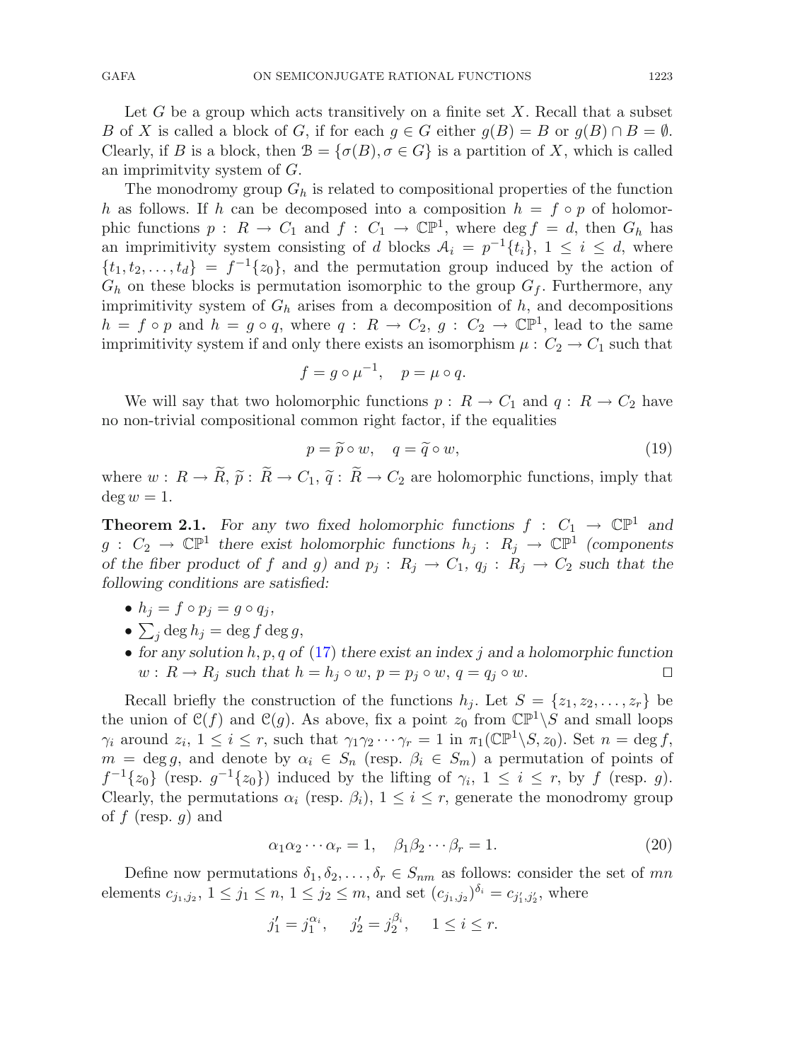Let $G$ be a group which acts transitively on a finite set $X$. Recall that a subset $B$ of $X$ is called a block of $G$, if for each $g \in G$ either $g(B) = B$ or $g(B) \cap B = \emptyset$. Clearly, if $B$ is a block, then $\mathcal{B} = \{\sigma(B), \sigma \in G\}$ is a partition of $X$, which is called an imprimitvity system of $G$.

The monodromy group $G_h$ is related to compositional properties of the function $h$ as follows. If $h$ can be decomposed into a composition $h = f \circ p$ of holomorphic functions $p : R \to C_1$ and $f : C_1 \to \mathbb{CP}^1$, where $\deg f = d$, then $G_h$ has an imprimitivity system consisting of $d$ blocks $\mathcal{A}_i = p^{-1}\{t_i\}$, $1 \leq i \leq d$, where $\{t_1, t_2, \dots, t_d\} = f^{-1}\{z_0\}$, and the permutation group induced by the action of $G_h$ on these blocks is permutation isomorphic to the group $G_f$. Furthermore, any imprimitivity system of $G_h$ arises from a decomposition of $h$, and decompositions $h = f \circ p$ and $h = g \circ q$, where $q : R \to C_2$, $g : C_2 \to \mathbb{CP}^1$, lead to the same imprimitivity system if and only there exists an isomorphism $\mu : C_2 \to C_1$ such that

$$f = g \circ \mu^{-1}, \quad p = \mu \circ q.$$

We will say that two holomorphic functions $p : R \to C_1$ and $q : R \to C_2$ have no non-trivial compositional common right factor, if the equalities

$$p = \widetilde{p} \circ w, \quad q = \widetilde{q} \circ w, \tag{19}$$

where $w : R \to \widetilde{R}$, $\widetilde{p} : \widetilde{R} \to C_1$, $\widetilde{q} : \widetilde{R} \to C_2$ are holomorphic functions, imply that $\deg w = 1$.

**Theorem 2.1.** *For any two fixed holomorphic functions $f : C_1 \to \mathbb{CP}^1$ and $g : C_2 \to \mathbb{CP}^1$ there exist holomorphic functions $h_j : R_j \to \mathbb{CP}^1$ (components of the fiber product of $f$ and $g$) and $p_j : R_j \to C_1$, $q_j : R_j \to C_2$ such that the following conditions are satisfied:*

- $h_j = f \circ p_j = g \circ q_j$,
- $\sum_j \deg h_j = \deg f \deg g$,
- *for any solution $h, p, q$ of (17) there exist an index $j$ and a holomorphic function $w : R \to R_j$ such that $h = h_j \circ w$, $p = p_j \circ w$, $q = q_j \circ w$.* □

Recall briefly the construction of the functions $h_j$. Let $S = \{z_1, z_2, \dots, z_r\}$ be the union of $\mathcal{C}(f)$ and $\mathcal{C}(g)$. As above, fix a point $z_0$ from $\mathbb{CP}^1 \setminus S$ and small loops $\gamma_i$ around $z_i$, $1 \leq i \leq r$, such that $\gamma_1 \gamma_2 \cdots \gamma_r = 1$ in $\pi_1(\mathbb{CP}^1 \setminus S, z_0)$. Set $n = \deg f$, $m = \deg g$, and denote by $\alpha_i \in S_n$ (resp. $\beta_i \in S_m$) a permutation of points of $f^{-1}\{z_0\}$ (resp. $g^{-1}\{z_0\}$) induced by the lifting of $\gamma_i$, $1 \leq i \leq r$, by $f$ (resp. $g$). Clearly, the permutations $\alpha_i$ (resp. $\beta_i$), $1 \leq i \leq r$, generate the monodromy group of $f$ (resp. $g$) and

$$\alpha_1 \alpha_2 \cdots \alpha_r = 1, \quad \beta_1 \beta_2 \cdots \beta_r = 1. \tag{20}$$

Define now permutations $\delta_1, \delta_2, \dots, \delta_r \in S_{nm}$ as follows: consider the set of $mn$ elements $c_{j_1,j_2}$, $1 \leq j_1 \leq n$, $1 \leq j_2 \leq m$, and set $(c_{j_1,j_2})^{\delta_i} = c_{j_1',j_2'}$, where

$$j_1' = j_1^{\alpha_i}, \quad j_2' = j_2^{\beta_i}, \quad 1 \leq i \leq r.$$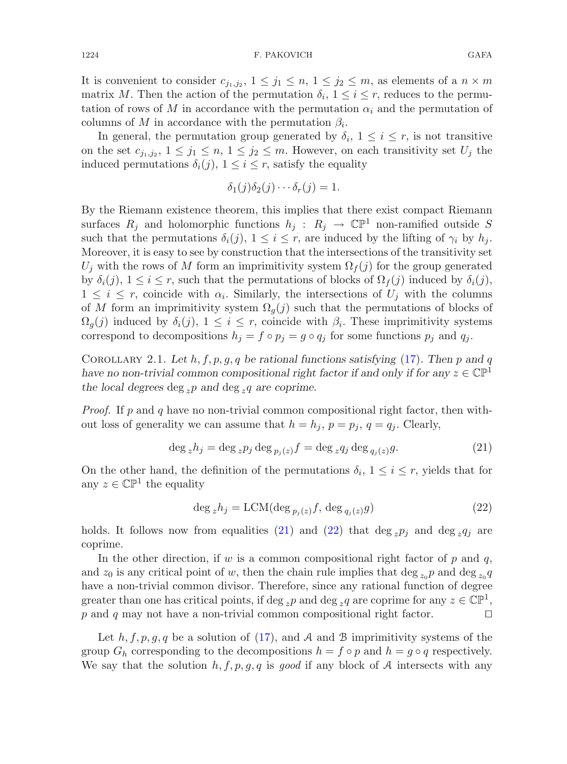It is convenient to consider $c_{j_1,j_2}$, $1 \leq j_1 \leq n$, $1 \leq j_2 \leq m$, as elements of a $n \times m$ matrix $M$. Then the action of the permutation $\delta_i$, $1 \leq i \leq r$, reduces to the permutation of rows of $M$ in accordance with the permutation $\alpha_i$ and the permutation of columns of $M$ in accordance with the permutation $\beta_i$.

In general, the permutation group generated by $\delta_i$, $1 \leq i \leq r$, is not transitive on the set $c_{j_1,j_2}$, $1 \leq j_1 \leq n$, $1 \leq j_2 \leq m$. However, on each transitivity set $U_j$ the induced permutations $\delta_i(j)$, $1 \leq i \leq r$, satisfy the equality

$$\delta_1(j)\delta_2(j)\cdots\delta_r(j) = 1.$$

By the Riemann existence theorem, this implies that there exist compact Riemann surfaces $R_j$ and holomorphic functions $h_j : R_j \to \mathbb{CP}^1$ non-ramified outside $S$ such that the permutations $\delta_i(j)$, $1 \leq i \leq r$, are induced by the lifting of $\gamma_i$ by $h_j$. Moreover, it is easy to see by construction that the intersections of the transitivity set $U_j$ with the rows of $M$ form an imprimitivity system $\Omega_f(j)$ for the group generated by $\delta_i(j)$, $1 \leq i \leq r$, such that the permutations of blocks of $\Omega_f(j)$ induced by $\delta_i(j)$, $1 \leq i \leq r$, coincide with $\alpha_i$. Similarly, the intersections of $U_j$ with the columns of $M$ form an imprimitivity system $\Omega_g(j)$ such that the permutations of blocks of $\Omega_g(j)$ induced by $\delta_i(j)$, $1 \leq i \leq r$, coincide with $\beta_i$. These imprimitivity systems correspond to decompositions $h_j = f \circ p_j = g \circ q_j$ for some functions $p_j$ and $q_j$.

Corollary 2.1. *Let $h, f, p, g, q$ be rational functions satisfying (17). Then $p$ and $q$ have no non-trivial common compositional right factor if and only if for any $z \in \mathbb{CP}^1$ the local degrees $\deg_z p$ and $\deg_z q$ are coprime.*

*Proof.* If $p$ and $q$ have no non-trivial common compositional right factor, then without loss of generality we can assume that $h = h_j$, $p = p_j$, $q = q_j$. Clearly,

$$\deg_z h_j = \deg_z p_j \deg_{p_j(z)} f = \deg_z q_j \deg_{q_j(z)} g. \tag{21}$$

On the other hand, the definition of the permutations $\delta_i$, $1 \leq i \leq r$, yields that for any $z \in \mathbb{CP}^1$ the equality

$$\deg_z h_j = \mathrm{LCM}(\deg_{p_j(z)} f, \deg_{q_j(z)} g) \tag{22}$$

holds. It follows now from equalities (21) and (22) that $\deg_z p_j$ and $\deg_z q_j$ are coprime.

In the other direction, if $w$ is a common compositional right factor of $p$ and $q$, and $z_0$ is any critical point of $w$, then the chain rule implies that $\deg_{z_0} p$ and $\deg_{z_0} q$ have a non-trivial common divisor. Therefore, since any rational function of degree greater than one has critical points, if $\deg_z p$ and $\deg_z q$ are coprime for any $z \in \mathbb{CP}^1$, $p$ and $q$ may not have a non-trivial common compositional right factor. $\square$

Let $h, f, p, g, q$ be a solution of (17), and $\mathcal{A}$ and $\mathcal{B}$ imprimitivity systems of the group $G_h$ corresponding to the decompositions $h = f \circ p$ and $h = g \circ q$ respectively. We say that the solution $h, f, p, g, q$ is *good* if any block of $\mathcal{A}$ intersects with any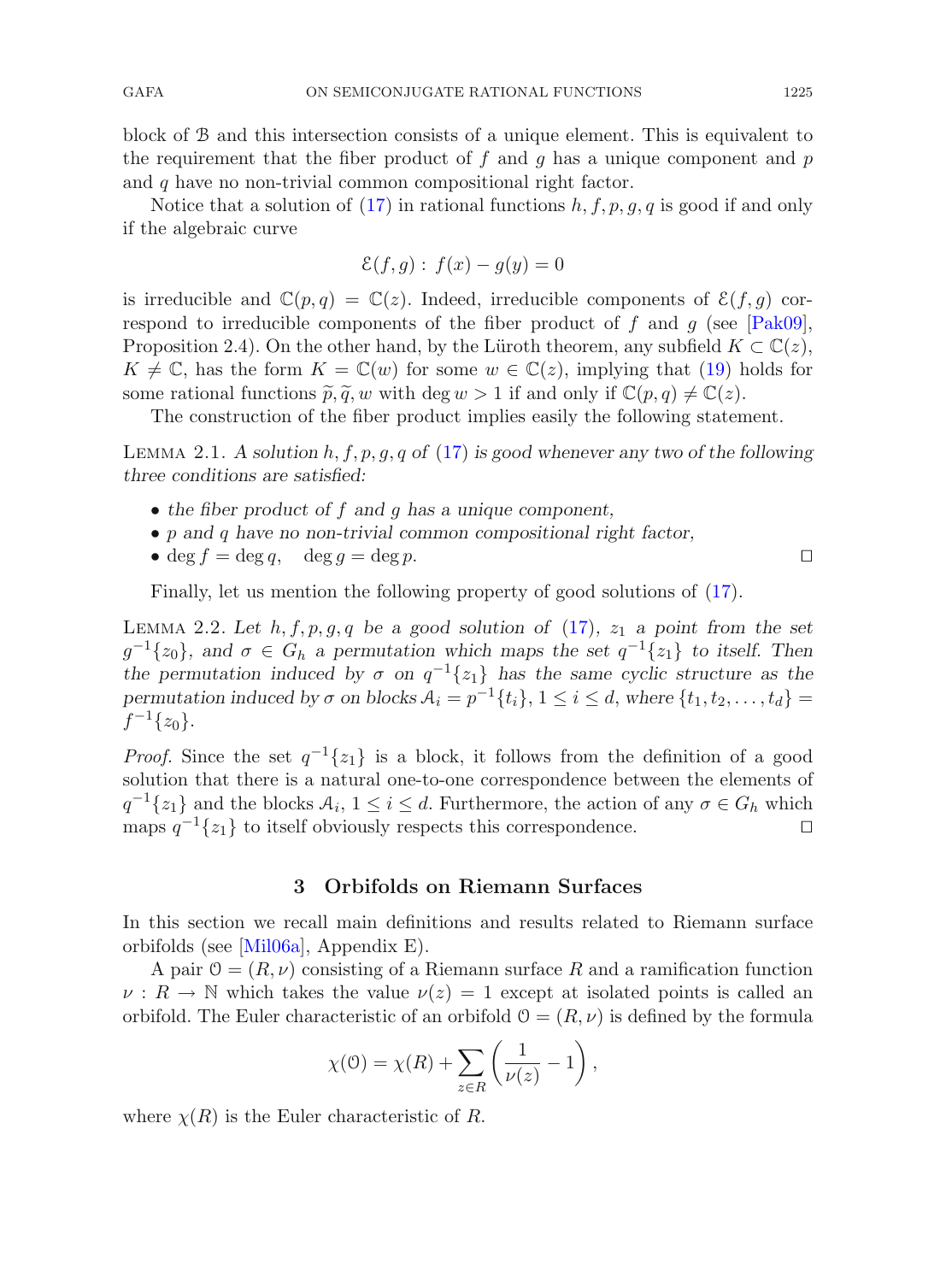block of $\mathcal{B}$ and this intersection consists of a unique element. This is equivalent to the requirement that the fiber product of $f$ and $g$ has a unique component and $p$ and $q$ have no non-trivial common compositional right factor.

Notice that a solution of (17) in rational functions $h, f, p, g, q$ is good if and only if the algebraic curve

$$\mathcal{E}(f, g) : \ f(x) - g(y) = 0$$

is irreducible and $\mathbb{C}(p, q) = \mathbb{C}(z)$. Indeed, irreducible components of $\mathcal{E}(f, g)$ correspond to irreducible components of the fiber product of $f$ and $g$ (see [Pak09], Proposition 2.4). On the other hand, by the Lüroth theorem, any subfield $K \subset \mathbb{C}(z)$, $K \neq \mathbb{C}$, has the form $K = \mathbb{C}(w)$ for some $w \in \mathbb{C}(z)$, implying that (19) holds for some rational functions $\widetilde{p}, \widetilde{q}, w$ with $\deg w > 1$ if and only if $\mathbb{C}(p, q) \neq \mathbb{C}(z)$.

The construction of the fiber product implies easily the following statement.

Lemma 2.1. *A solution $h, f, p, g, q$ of (17) is good whenever any two of the following three conditions are satisfied:*

- *the fiber product of $f$ and $g$ has a unique component,*
- *$p$ and $q$ have no non-trivial common compositional right factor,*
- *$\deg f = \deg q, \quad \deg g = \deg p$.* □

Finally, let us mention the following property of good solutions of (17).

Lemma 2.2. *Let $h, f, p, g, q$ be a good solution of (17), $z_1$ a point from the set $g^{-1}\{z_0\}$, and $\sigma \in G_h$ a permutation which maps the set $q^{-1}\{z_1\}$ to itself. Then the permutation induced by $\sigma$ on $q^{-1}\{z_1\}$ has the same cyclic structure as the permutation induced by $\sigma$ on blocks $\mathcal{A}_i = p^{-1}\{t_i\}$, $1 \leq i \leq d$, where $\{t_1, t_2, \dots, t_d\} = f^{-1}\{z_0\}$.*

*Proof.* Since the set $q^{-1}\{z_1\}$ is a block, it follows from the definition of a good solution that there is a natural one-to-one correspondence between the elements of $q^{-1}\{z_1\}$ and the blocks $\mathcal{A}_i$, $1 \leq i \leq d$. Furthermore, the action of any $\sigma \in G_h$ which maps $q^{-1}\{z_1\}$ to itself obviously respects this correspondence. □

## 3 Orbifolds on Riemann Surfaces

In this section we recall main definitions and results related to Riemann surface orbifolds (see [Mil06a], Appendix E).

A pair $\mathcal{O} = (R, \nu)$ consisting of a Riemann surface $R$ and a ramification function $\nu : R \to \mathbb{N}$ which takes the value $\nu(z) = 1$ except at isolated points is called an orbifold. The Euler characteristic of an orbifold $\mathcal{O} = (R, \nu)$ is defined by the formula

$$\chi(\mathcal{O}) = \chi(R) + \sum_{z \in R} \left( \frac{1}{\nu(z)} - 1 \right),$$

where $\chi(R)$ is the Euler characteristic of $R$.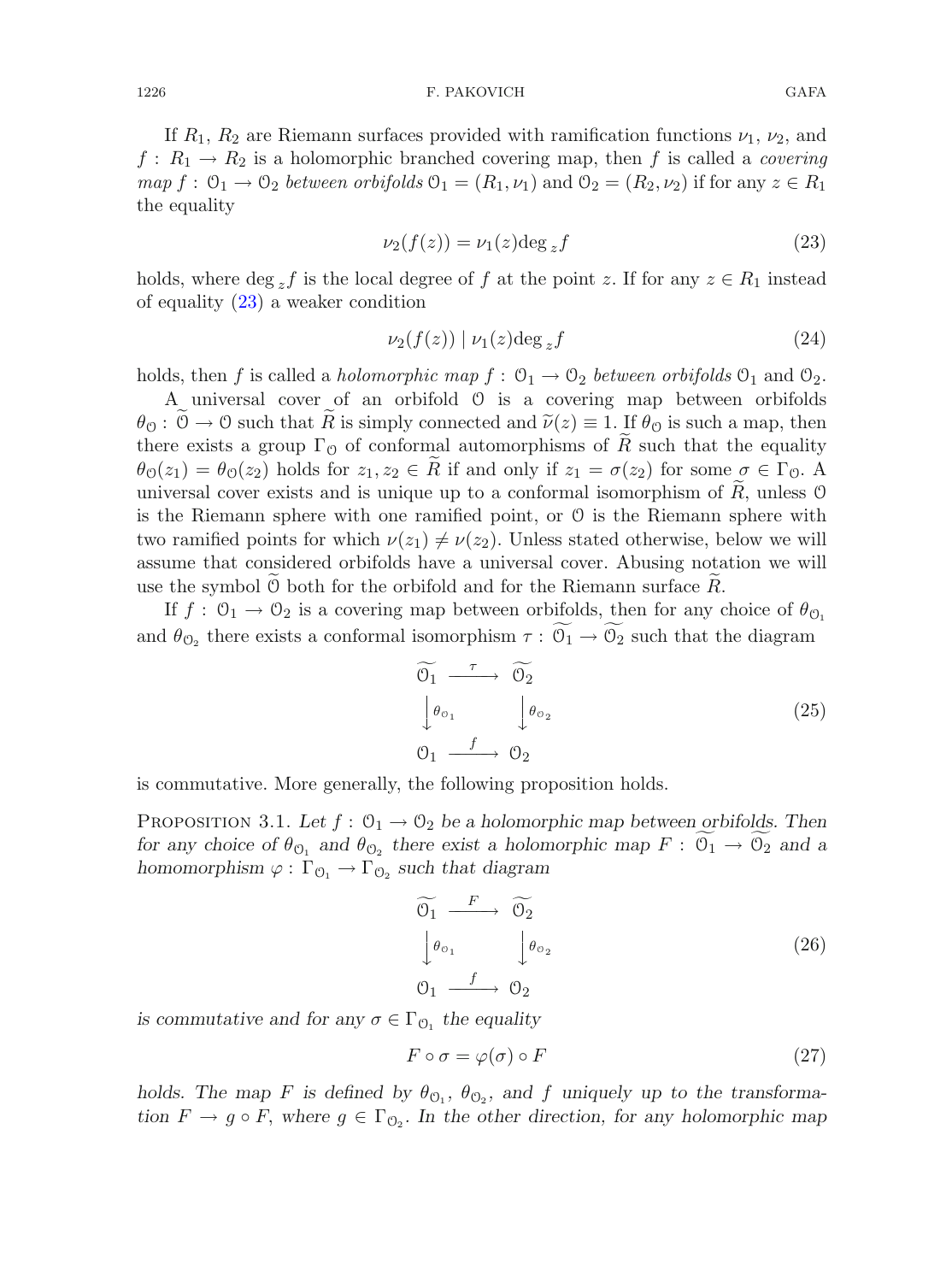If $R_1$, $R_2$ are Riemann surfaces provided with ramification functions $\nu_1$, $\nu_2$, and $f : R_1 \to R_2$ is a holomorphic branched covering map, then $f$ is called a *covering map* $f : \mathcal{O}_1 \to \mathcal{O}_2$ *between orbifolds* $\mathcal{O}_1 = (R_1, \nu_1)$ and $\mathcal{O}_2 = (R_2, \nu_2)$ if for any $z \in R_1$ the equality

$$\nu_2(f(z)) = \nu_1(z)\deg_z f \tag{23}$$

holds, where $\deg_z f$ is the local degree of $f$ at the point $z$. If for any $z \in R_1$ instead of equality (23) a weaker condition

$$\nu_2(f(z)) \mid \nu_1(z)\deg_z f \tag{24}$$

holds, then $f$ is called a *holomorphic map* $f : \mathcal{O}_1 \to \mathcal{O}_2$ *between orbifolds* $\mathcal{O}_1$ and $\mathcal{O}_2$.

A universal cover of an orbifold $\mathcal{O}$ is a covering map between orbifolds $\theta_{\mathcal{O}} : \widetilde{\mathcal{O}} \to \mathcal{O}$ such that $\widetilde{R}$ is simply connected and $\widetilde{\nu}(z) \equiv 1$. If $\theta_{\mathcal{O}}$ is such a map, then there exists a group $\Gamma_{\mathcal{O}}$ of conformal automorphisms of $\widetilde{R}$ such that the equality $\theta_{\mathcal{O}}(z_1) = \theta_{\mathcal{O}}(z_2)$ holds for $z_1, z_2 \in \widetilde{R}$ if and only if $z_1 = \sigma(z_2)$ for some $\sigma \in \Gamma_{\mathcal{O}}$. A universal cover exists and is unique up to a conformal isomorphism of $\widetilde{R}$, unless $\mathcal{O}$ is the Riemann sphere with one ramified point, or $\mathcal{O}$ is the Riemann sphere with two ramified points for which $\nu(z_1) \neq \nu(z_2)$. Unless stated otherwise, below we will assume that considered orbifolds have a universal cover. Abusing notation we will use the symbol $\widetilde{\mathcal{O}}$ both for the orbifold and for the Riemann surface $\widetilde{R}$.

If $f : \mathcal{O}_1 \to \mathcal{O}_2$ is a covering map between orbifolds, then for any choice of $\theta_{\mathcal{O}_1}$ and $\theta_{\mathcal{O}_2}$ there exists a conformal isomorphism $\tau : \widetilde{\mathcal{O}_1} \to \widetilde{\mathcal{O}_2}$ such that the diagram

$$\begin{array}{ccc} \widetilde{\mathcal{O}_1} & \xrightarrow{\tau} & \widetilde{\mathcal{O}_2} \\ \downarrow{\scriptstyle \theta_{\mathcal{O}_1}} & & \downarrow{\scriptstyle \theta_{\mathcal{O}_2}} \\ \mathcal{O}_1 & \xrightarrow{f} & \mathcal{O}_2 \end{array} \tag{25}$$

is commutative. More generally, the following proposition holds.

Proposition 3.1. *Let $f : \mathcal{O}_1 \to \mathcal{O}_2$ be a holomorphic map between orbifolds. Then for any choice of $\theta_{\mathcal{O}_1}$ and $\theta_{\mathcal{O}_2}$ there exist a holomorphic map $F : \widetilde{\mathcal{O}_1} \to \widetilde{\mathcal{O}_2}$ and a homomorphism $\varphi : \Gamma_{\mathcal{O}_1} \to \Gamma_{\mathcal{O}_2}$ such that diagram*

$$\begin{array}{ccc} \widetilde{\mathcal{O}_1} & \xrightarrow{F} & \widetilde{\mathcal{O}_2} \\ \downarrow{\scriptstyle \theta_{\mathcal{O}_1}} & & \downarrow{\scriptstyle \theta_{\mathcal{O}_2}} \\ \mathcal{O}_1 & \xrightarrow{f} & \mathcal{O}_2 \end{array} \tag{26}$$

*is commutative and for any $\sigma \in \Gamma_{\mathcal{O}_1}$ the equality*

$$F \circ \sigma = \varphi(\sigma) \circ F \tag{27}$$

*holds. The map $F$ is defined by $\theta_{\mathcal{O}_1}$, $\theta_{\mathcal{O}_2}$, and $f$ uniquely up to the transformation $F \to g \circ F$, where $g \in \Gamma_{\mathcal{O}_2}$. In the other direction, for any holomorphic map*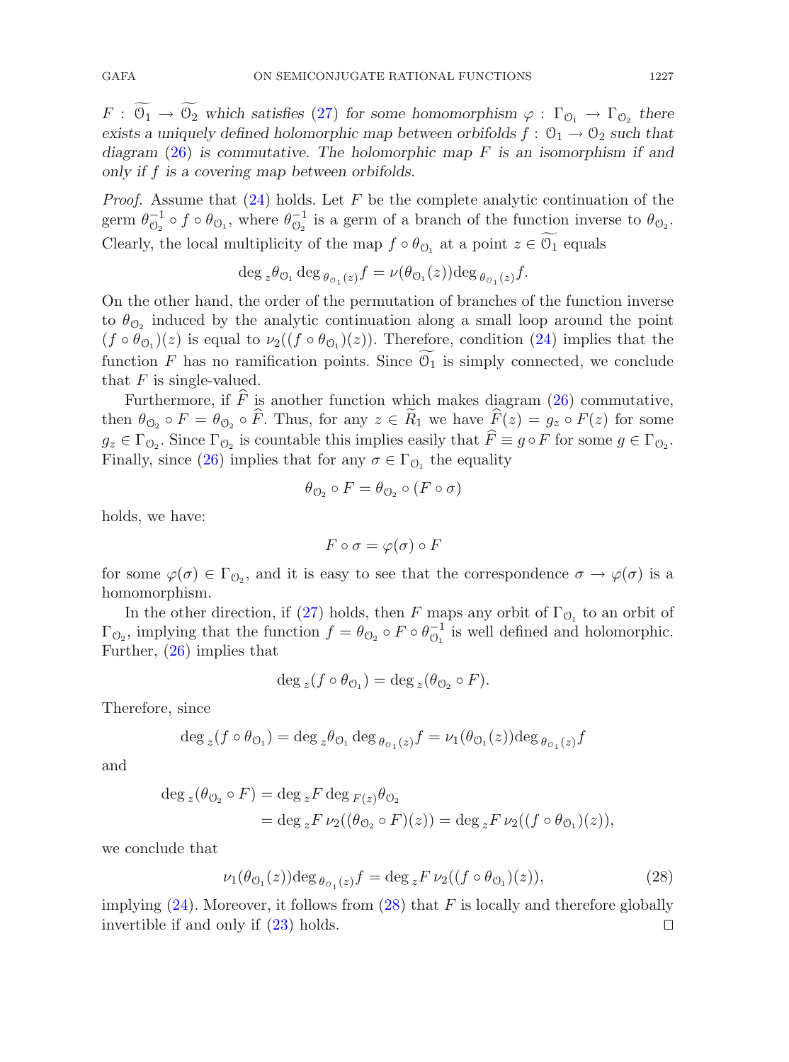$F : \widetilde{\mathcal{O}_1} \to \widetilde{\mathcal{O}_2}$ *which satisfies* (27) *for some homomorphism* $\varphi : \Gamma_{\mathcal{O}_1} \to \Gamma_{\mathcal{O}_2}$ *there exists a uniquely defined holomorphic map between orbifolds* $f : \mathcal{O}_1 \to \mathcal{O}_2$ *such that diagram* (26) *is commutative. The holomorphic map* $F$ *is an isomorphism if and only if* $f$ *is a covering map between orbifolds.*

*Proof.* Assume that (24) holds. Let $F$ be the complete analytic continuation of the germ $\theta_{\mathcal{O}_2}^{-1} \circ f \circ \theta_{\mathcal{O}_1}$, where $\theta_{\mathcal{O}_2}^{-1}$ is a germ of a branch of the function inverse to $\theta_{\mathcal{O}_2}$. Clearly, the local multiplicity of the map $f \circ \theta_{\mathcal{O}_1}$ at a point $z \in \widetilde{\mathcal{O}_1}$ equals

$$\deg_z \theta_{\mathcal{O}_1} \deg_{\theta_{\mathcal{O}_1}(z)} f = \nu(\theta_{\mathcal{O}_1}(z)) \deg_{\theta_{\mathcal{O}_1}(z)} f.$$

On the other hand, the order of the permutation of branches of the function inverse to $\theta_{\mathcal{O}_2}$ induced by the analytic continuation along a small loop around the point $(f \circ \theta_{\mathcal{O}_1})(z)$ is equal to $\nu_2((f \circ \theta_{\mathcal{O}_1})(z))$. Therefore, condition (24) implies that the function $F$ has no ramification points. Since $\widetilde{\mathcal{O}_1}$ is simply connected, we conclude that $F$ is single-valued.

Furthermore, if $\widehat{F}$ is another function which makes diagram (26) commutative, then $\theta_{\mathcal{O}_2} \circ F = \theta_{\mathcal{O}_2} \circ \widehat{F}$. Thus, for any $z \in \widetilde{R}_1$ we have $\widehat{F}(z) = g_z \circ F(z)$ for some $g_z \in \Gamma_{\mathcal{O}_2}$. Since $\Gamma_{\mathcal{O}_2}$ is countable this implies easily that $\widehat{F} \equiv g \circ F$ for some $g \in \Gamma_{\mathcal{O}_2}$. Finally, since (26) implies that for any $\sigma \in \Gamma_{\mathcal{O}_1}$ the equality

$$\theta_{\mathcal{O}_2} \circ F = \theta_{\mathcal{O}_2} \circ (F \circ \sigma)$$

holds, we have:

$$F \circ \sigma = \varphi(\sigma) \circ F$$

for some $\varphi(\sigma) \in \Gamma_{\mathcal{O}_2}$, and it is easy to see that the correspondence $\sigma \to \varphi(\sigma)$ is a homomorphism.

In the other direction, if (27) holds, then $F$ maps any orbit of $\Gamma_{\mathcal{O}_1}$ to an orbit of $\Gamma_{\mathcal{O}_2}$, implying that the function $f = \theta_{\mathcal{O}_2} \circ F \circ \theta_{\mathcal{O}_1}^{-1}$ is well defined and holomorphic. Further, (26) implies that

$$\deg_z (f \circ \theta_{\mathcal{O}_1}) = \deg_z (\theta_{\mathcal{O}_2} \circ F).$$

Therefore, since

$$\deg_z (f \circ \theta_{\mathcal{O}_1}) = \deg_z \theta_{\mathcal{O}_1} \deg_{\theta_{\mathcal{O}_1}(z)} f = \nu_1(\theta_{\mathcal{O}_1}(z)) \deg_{\theta_{\mathcal{O}_1}(z)} f$$

and

$$\begin{aligned} \deg_z (\theta_{\mathcal{O}_2} \circ F) &= \deg_z F \deg_{F(z)} \theta_{\mathcal{O}_2} \\ &= \deg_z F \, \nu_2((\theta_{\mathcal{O}_2} \circ F)(z)) = \deg_z F \, \nu_2((f \circ \theta_{\mathcal{O}_1})(z)), \end{aligned}$$

we conclude that

$$\nu_1(\theta_{\mathcal{O}_1}(z)) \deg_{\theta_{\mathcal{O}_1}(z)} f = \deg_z F \, \nu_2((f \circ \theta_{\mathcal{O}_1})(z)), \tag{28}$$

implying (24). Moreover, it follows from (28) that $F$ is locally and therefore globally invertible if and only if (23) holds. $\square$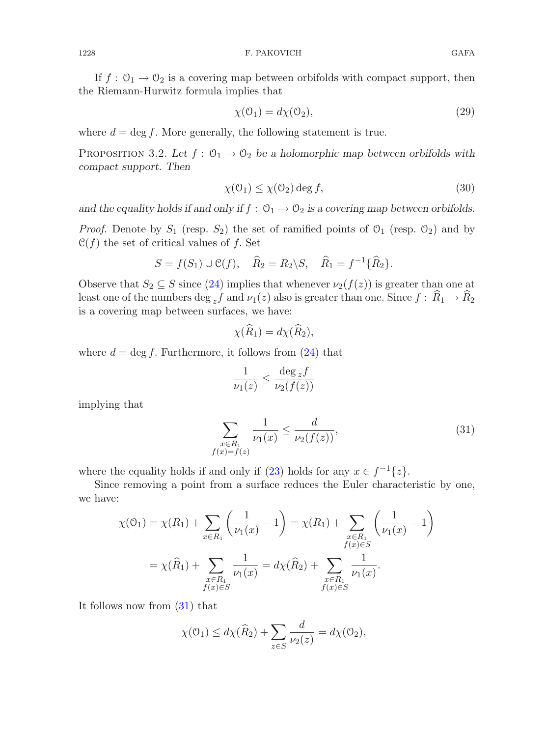If $f : \mathcal{O}_1 \to \mathcal{O}_2$ is a covering map between orbifolds with compact support, then the Riemann-Hurwitz formula implies that

$$\chi(\mathcal{O}_1) = d\chi(\mathcal{O}_2), \tag{29}$$

where $d = \deg f$. More generally, the following statement is true.

Proposition 3.2. *Let $f : \mathcal{O}_1 \to \mathcal{O}_2$ be a holomorphic map between orbifolds with compact support. Then*

$$\chi(\mathcal{O}_1) \le \chi(\mathcal{O}_2) \deg f, \tag{30}$$

*and the equality holds if and only if $f : \mathcal{O}_1 \to \mathcal{O}_2$ is a covering map between orbifolds.*

*Proof.* Denote by $S_1$ (resp. $S_2$) the set of ramified points of $\mathcal{O}_1$ (resp. $\mathcal{O}_2$) and by $\mathcal{C}(f)$ the set of critical values of $f$. Set

$$S = f(S_1) \cup \mathcal{C}(f), \quad \widehat{R}_2 = R_2 \backslash S, \quad \widehat{R}_1 = f^{-1}\{\widehat{R}_2\}.$$

Observe that $S_2 \subseteq S$ since (24) implies that whenever $\nu_2(f(z))$ is greater than one at least one of the numbers $\deg_z f$ and $\nu_1(z)$ also is greater than one. Since $f : \widehat{R}_1 \to \widehat{R}_2$ is a covering map between surfaces, we have:

$$\chi(\widehat{R}_1) = d\chi(\widehat{R}_2),$$

where $d = \deg f$. Furthermore, it follows from (24) that

$$\frac{1}{\nu_1(z)} \le \frac{\deg_z f}{\nu_2(f(z))}$$

implying that

$$\sum_{\substack{x \in R_1 \\ f(x) = f(z)}} \frac{1}{\nu_1(x)} \le \frac{d}{\nu_2(f(z))}, \tag{31}$$

where the equality holds if and only if (23) holds for any $x \in f^{-1}\{z\}$.

Since removing a point from a surface reduces the Euler characteristic by one, we have:

$$\begin{aligned}
\chi(\mathcal{O}_1) &= \chi(R_1) + \sum_{x \in R_1} \left( \frac{1}{\nu_1(x)} - 1 \right) = \chi(R_1) + \sum_{\substack{x \in R_1 \\ f(x) \in S}} \left( \frac{1}{\nu_1(x)} - 1 \right) \\
&= \chi(\widehat{R}_1) + \sum_{\substack{x \in R_1 \\ f(x) \in S}} \frac{1}{\nu_1(x)} = d\chi(\widehat{R}_2) + \sum_{\substack{x \in R_1 \\ f(x) \in S}} \frac{1}{\nu_1(x)}.
\end{aligned}$$

It follows now from (31) that

$$\chi(\mathcal{O}_1) \le d\chi(\widehat{R}_2) + \sum_{z \in S} \frac{d}{\nu_2(z)} = d\chi(\mathcal{O}_2),$$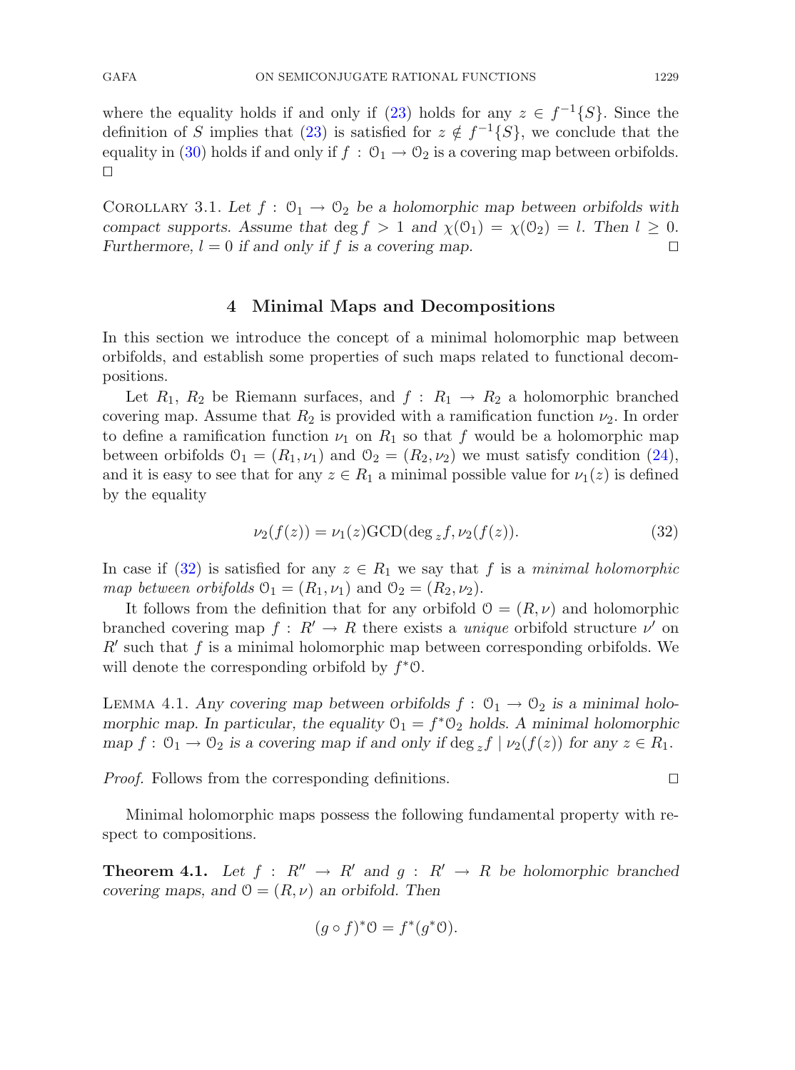where the equality holds if and only if (23) holds for any $z \in f^{-1}\{S\}$. Since the definition of $S$ implies that (23) is satisfied for $z \notin f^{-1}\{S\}$, we conclude that the equality in (30) holds if and only if $f : \mathcal{O}_1 \to \mathcal{O}_2$ is a covering map between orbifolds. □

Corollary 3.1. *Let $f : \mathcal{O}_1 \to \mathcal{O}_2$ be a holomorphic map between orbifolds with compact supports. Assume that $\deg f > 1$ and $\chi(\mathcal{O}_1) = \chi(\mathcal{O}_2) = l$. Then $l \geq 0$. Furthermore, $l = 0$ if and only if $f$ is a covering map.* □

## 4 Minimal Maps and Decompositions

In this section we introduce the concept of a minimal holomorphic map between orbifolds, and establish some properties of such maps related to functional decompositions.

Let $R_1$, $R_2$ be Riemann surfaces, and $f : R_1 \to R_2$ a holomorphic branched covering map. Assume that $R_2$ is provided with a ramification function $\nu_2$. In order to define a ramification function $\nu_1$ on $R_1$ so that $f$ would be a holomorphic map between orbifolds $\mathcal{O}_1 = (R_1, \nu_1)$ and $\mathcal{O}_2 = (R_2, \nu_2)$ we must satisfy condition (24), and it is easy to see that for any $z \in R_1$ a minimal possible value for $\nu_1(z)$ is defined by the equality

$$\nu_2(f(z)) = \nu_1(z)\mathrm{GCD}(\deg_z f, \nu_2(f(z)). \tag{32}$$

In case if (32) is satisfied for any $z \in R_1$ we say that $f$ is a *minimal holomorphic map between orbifolds* $\mathcal{O}_1 = (R_1, \nu_1)$ and $\mathcal{O}_2 = (R_2, \nu_2)$.

It follows from the definition that for any orbifold $\mathcal{O} = (R, \nu)$ and holomorphic branched covering map $f : R' \to R$ there exists a *unique* orbifold structure $\nu'$ on $R'$ such that $f$ is a minimal holomorphic map between corresponding orbifolds. We will denote the corresponding orbifold by $f^*\mathcal{O}$.

Lemma 4.1. *Any covering map between orbifolds $f : \mathcal{O}_1 \to \mathcal{O}_2$ is a minimal holomorphic map. In particular, the equality $\mathcal{O}_1 = f^*\mathcal{O}_2$ holds. A minimal holomorphic map $f : \mathcal{O}_1 \to \mathcal{O}_2$ is a covering map if and only if $\deg_z f \mid \nu_2(f(z))$ for any $z \in R_1$.*

*Proof.* Follows from the corresponding definitions. □

Minimal holomorphic maps possess the following fundamental property with respect to compositions.

**Theorem 4.1.** *Let $f : R'' \to R'$ and $g : R' \to R$ be holomorphic branched covering maps, and $\mathcal{O} = (R, \nu)$ an orbifold. Then*

$$(g \circ f)^*\mathcal{O} = f^*(g^*\mathcal{O}).$$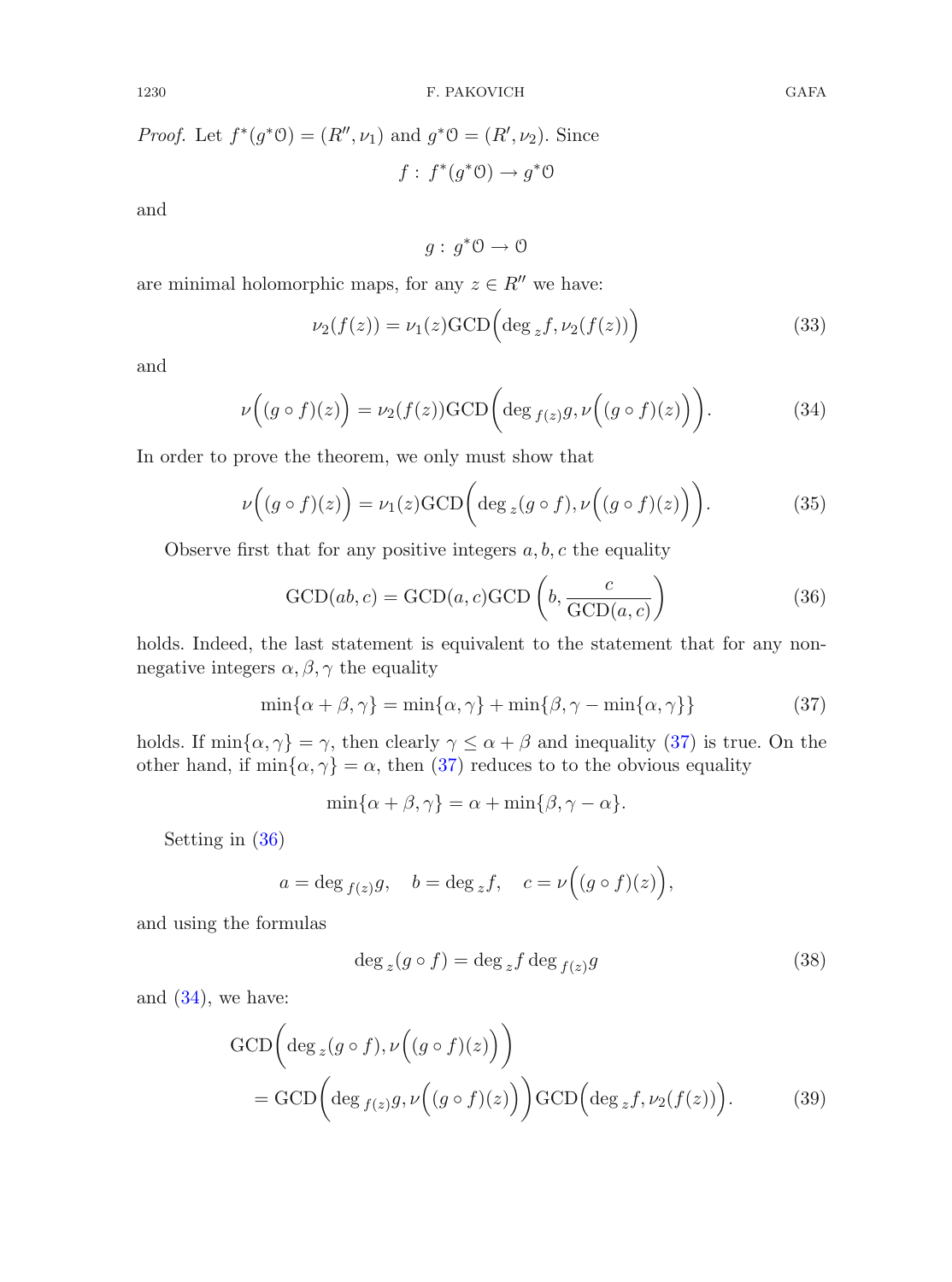*Proof.* Let $f^*(g^*\mathcal{O}) = (R'', \nu_1)$ and $g^*\mathcal{O} = (R', \nu_2)$. Since

$$f : f^*(g^*\mathcal{O}) \to g^*\mathcal{O}$$

and

$$g : g^*\mathcal{O} \to \mathcal{O}$$

are minimal holomorphic maps, for any $z \in R''$ we have:

$$\nu_2(f(z)) = \nu_1(z)\mathrm{GCD}\Big(\deg_z f, \nu_2(f(z))\Big) \tag{33}$$

and

$$\nu\Big((g \circ f)(z)\Big) = \nu_2(f(z))\mathrm{GCD}\Big(\deg_{f(z)} g, \nu\Big((g \circ f)(z)\Big)\Big). \tag{34}$$

In order to prove the theorem, we only must show that

$$\nu\Big((g \circ f)(z)\Big) = \nu_1(z)\mathrm{GCD}\Big(\deg_z (g \circ f), \nu\Big((g \circ f)(z)\Big)\Big). \tag{35}$$

Observe first that for any positive integers $a, b, c$ the equality

$$\mathrm{GCD}(ab, c) = \mathrm{GCD}(a, c)\mathrm{GCD}\left(b, \frac{c}{\mathrm{GCD}(a, c)}\right) \tag{36}$$

holds. Indeed, the last statement is equivalent to the statement that for any non-negative integers $\alpha, \beta, \gamma$ the equality

$$\min\{\alpha + \beta, \gamma\} = \min\{\alpha, \gamma\} + \min\{\beta, \gamma - \min\{\alpha, \gamma\}\} \tag{37}$$

holds. If $\min\{\alpha, \gamma\} = \gamma$, then clearly $\gamma \leq \alpha + \beta$ and inequality (37) is true. On the other hand, if $\min\{\alpha, \gamma\} = \alpha$, then (37) reduces to to the obvious equality

$$\min\{\alpha + \beta, \gamma\} = \alpha + \min\{\beta, \gamma - \alpha\}.$$

Setting in (36)

$$a = \deg_{f(z)} g, \quad b = \deg_z f, \quad c = \nu\Big((g \circ f)(z)\Big),$$

and using the formulas

$$\deg_z (g \circ f) = \deg_z f \deg_{f(z)} g \tag{38}$$

and (34), we have:

$$\mathrm{GCD}\Big(\deg_z (g \circ f), \nu\Big((g \circ f)(z)\Big)\Big)$$
$$= \mathrm{GCD}\Big(\deg_{f(z)} g, \nu\Big((g \circ f)(z)\Big)\Big)\mathrm{GCD}\Big(\deg_z f, \nu_2(f(z))\Big). \tag{39}$$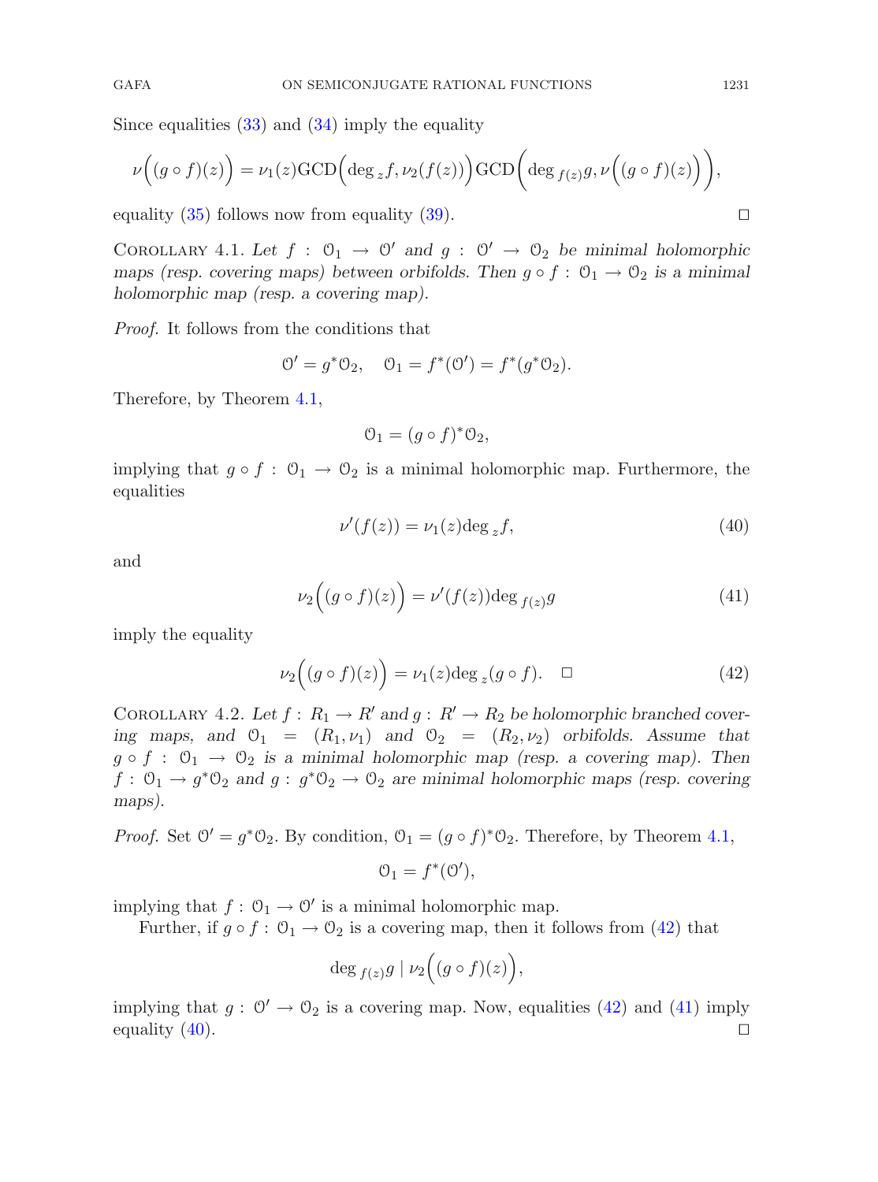Since equalities (33) and (34) imply the equality

$$\nu\Big((g\circ f)(z)\Big) = \nu_1(z)\mathrm{GCD}\Big(\deg_z f, \nu_2(f(z))\Big)\mathrm{GCD}\Big(\deg_{f(z)} g, \nu\Big((g\circ f)(z)\Big)\Big),$$

equality (35) follows now from equality (39). □

Corollary 4.1. *Let $f : \mathcal{O}_1 \to \mathcal{O}'$ and $g : \mathcal{O}' \to \mathcal{O}_2$ be minimal holomorphic maps (resp. covering maps) between orbifolds. Then $g \circ f : \mathcal{O}_1 \to \mathcal{O}_2$ is a minimal holomorphic map (resp. a covering map).*

*Proof.* It follows from the conditions that

$$\mathcal{O}' = g^*\mathcal{O}_2, \quad \mathcal{O}_1 = f^*(\mathcal{O}') = f^*(g^*\mathcal{O}_2).$$

Therefore, by Theorem 4.1,

$$\mathcal{O}_1 = (g\circ f)^*\mathcal{O}_2,$$

implying that $g \circ f : \mathcal{O}_1 \to \mathcal{O}_2$ is a minimal holomorphic map. Furthermore, the equalities

$$\nu'(f(z)) = \nu_1(z)\deg_z f, \tag{40}$$

and

$$\nu_2\Big((g\circ f)(z)\Big) = \nu'(f(z))\deg_{f(z)} g \tag{41}$$

imply the equality

$$\nu_2\Big((g\circ f)(z)\Big) = \nu_1(z)\deg_z (g\circ f). \quad \square \tag{42}$$

Corollary 4.2. *Let $f : R_1 \to R'$ and $g : R' \to R_2$ be holomorphic branched covering maps, and $\mathcal{O}_1 = (R_1, \nu_1)$ and $\mathcal{O}_2 = (R_2, \nu_2)$ orbifolds. Assume that $g \circ f : \mathcal{O}_1 \to \mathcal{O}_2$ is a minimal holomorphic map (resp. a covering map). Then $f : \mathcal{O}_1 \to g^*\mathcal{O}_2$ and $g : g^*\mathcal{O}_2 \to \mathcal{O}_2$ are minimal holomorphic maps (resp. covering maps).*

*Proof.* Set $\mathcal{O}' = g^*\mathcal{O}_2$. By condition, $\mathcal{O}_1 = (g\circ f)^*\mathcal{O}_2$. Therefore, by Theorem 4.1,

$$\mathcal{O}_1 = f^*(\mathcal{O}'),$$

implying that $f : \mathcal{O}_1 \to \mathcal{O}'$ is a minimal holomorphic map.

Further, if $g \circ f : \mathcal{O}_1 \to \mathcal{O}_2$ is a covering map, then it follows from (42) that

$$\deg_{f(z)} g \mid \nu_2\Big((g\circ f)(z)\Big),$$

implying that $g : \mathcal{O}' \to \mathcal{O}_2$ is a covering map. Now, equalities (42) and (41) imply equality (40). □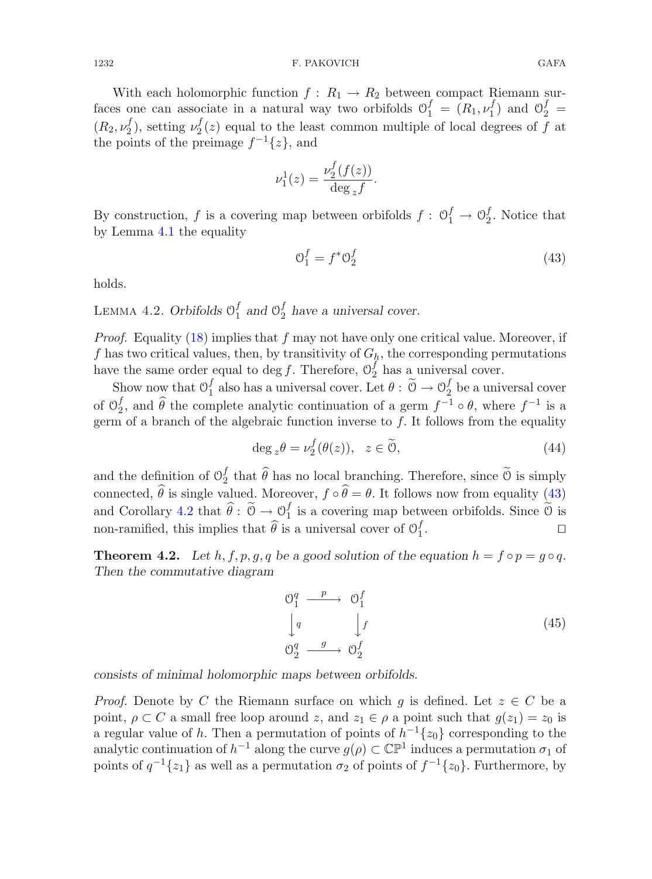With each holomorphic function $f : R_1 \to R_2$ between compact Riemann surfaces one can associate in a natural way two orbifolds $\mathcal{O}_1^f = (R_1, \nu_1^f)$ and $\mathcal{O}_2^f = (R_2, \nu_2^f)$, setting $\nu_2^f(z)$ equal to the least common multiple of local degrees of $f$ at the points of the preimage $f^{-1}\{z\}$, and

$$\nu_1^1(z) = \frac{\nu_2^f(f(z))}{\deg_z f}.$$

By construction, $f$ is a covering map between orbifolds $f : \mathcal{O}_1^f \to \mathcal{O}_2^f$. Notice that by Lemma 4.1 the equality

$$\mathcal{O}_1^f = f^* \mathcal{O}_2^f \tag{43}$$

holds.

Lemma 4.2. *Orbifolds $\mathcal{O}_1^f$ and $\mathcal{O}_2^f$ have a universal cover.*

*Proof.* Equality (18) implies that $f$ may not have only one critical value. Moreover, if $f$ has two critical values, then, by transitivity of $G_h$, the corresponding permutations have the same order equal to $\deg f$. Therefore, $\mathcal{O}_2^f$ has a universal cover.

Show now that $\mathcal{O}_1^f$ also has a universal cover. Let $\theta : \widetilde{\mathcal{O}} \to \mathcal{O}_2^f$ be a universal cover of $\mathcal{O}_2^f$, and $\widehat{\theta}$ the complete analytic continuation of a germ $f^{-1} \circ \theta$, where $f^{-1}$ is a germ of a branch of the algebraic function inverse to $f$. It follows from the equality

$$\deg_z \theta = \nu_2^f(\theta(z)), \quad z \in \widetilde{\mathcal{O}}, \tag{44}$$

and the definition of $\mathcal{O}_2^f$ that $\widehat{\theta}$ has no local branching. Therefore, since $\widetilde{\mathcal{O}}$ is simply connected, $\widehat{\theta}$ is single valued. Moreover, $f \circ \widehat{\theta} = \theta$. It follows now from equality (43) and Corollary 4.2 that $\widehat{\theta} : \widetilde{\mathcal{O}} \to \mathcal{O}_1^f$ is a covering map between orbifolds. Since $\widetilde{\mathcal{O}}$ is non-ramified, this implies that $\widehat{\theta}$ is a universal cover of $\mathcal{O}_1^f$. $\square$

**Theorem 4.2.** *Let $h, f, p, g, q$ be a good solution of the equation $h = f \circ p = g \circ q$. Then the commutative diagram*

$$\begin{array}{ccc} \mathcal{O}_1^q & \xrightarrow{\ p\ } & \mathcal{O}_1^f \\ \downarrow{\scriptstyle q} & & \downarrow{\scriptstyle f} \\ \mathcal{O}_2^q & \xrightarrow{\ g\ } & \mathcal{O}_2^f \end{array} \tag{45}$$

*consists of minimal holomorphic maps between orbifolds.*

*Proof.* Denote by $C$ the Riemann surface on which $g$ is defined. Let $z \in C$ be a point, $\rho \subset C$ a small free loop around $z$, and $z_1 \in \rho$ a point such that $g(z_1) = z_0$ is a regular value of $h$. Then a permutation of points of $h^{-1}\{z_0\}$ corresponding to the analytic continuation of $h^{-1}$ along the curve $g(\rho) \subset \mathbb{CP}^1$ induces a permutation $\sigma_1$ of points of $q^{-1}\{z_1\}$ as well as a permutation $\sigma_2$ of points of $f^{-1}\{z_0\}$. Furthermore, by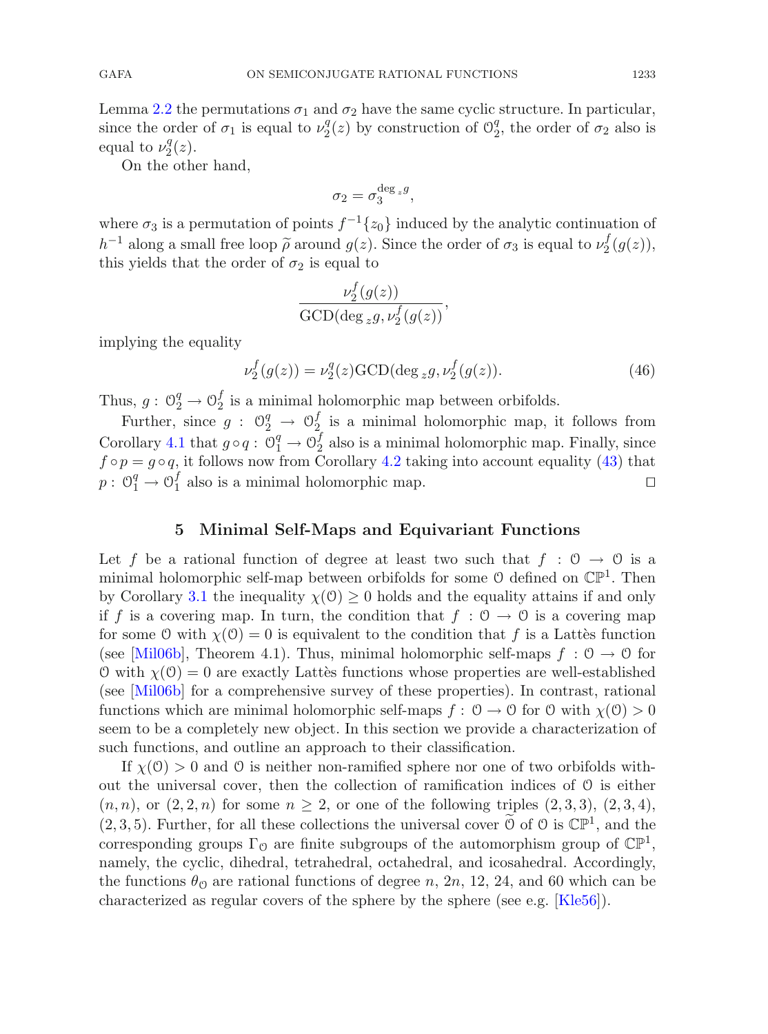Lemma 2.2 the permutations $\sigma_1$ and $\sigma_2$ have the same cyclic structure. In particular, since the order of $\sigma_1$ is equal to $\nu_2^q(z)$ by construction of $\mathcal{O}_2^q$, the order of $\sigma_2$ also is equal to $\nu_2^q(z)$.

On the other hand,

$$\sigma_2 = \sigma_3^{\deg_z g},$$

where $\sigma_3$ is a permutation of points $f^{-1}\{z_0\}$ induced by the analytic continuation of $h^{-1}$ along a small free loop $\widetilde{\rho}$ around $g(z)$. Since the order of $\sigma_3$ is equal to $\nu_2^f(g(z))$, this yields that the order of $\sigma_2$ is equal to

$$\frac{\nu_2^f(g(z))}{\mathrm{GCD}(\deg_z g, \nu_2^f(g(z))},$$

implying the equality

$$\nu_2^f(g(z)) = \nu_2^q(z)\mathrm{GCD}(\deg_z g, \nu_2^f(g(z)). \tag{46}$$

Thus, $g : \mathcal{O}_2^q \to \mathcal{O}_2^f$ is a minimal holomorphic map between orbifolds.

Further, since $g : \mathcal{O}_2^q \to \mathcal{O}_2^f$ is a minimal holomorphic map, it follows from Corollary 4.1 that $g \circ q : \mathcal{O}_1^q \to \mathcal{O}_2^f$ also is a minimal holomorphic map. Finally, since $f \circ p = g \circ q$, it follows now from Corollary 4.2 taking into account equality (43) that $p : \mathcal{O}_1^q \to \mathcal{O}_1^f$ also is a minimal holomorphic map. □

## 5 Minimal Self-Maps and Equivariant Functions

Let $f$ be a rational function of degree at least two such that $f : \mathcal{O} \to \mathcal{O}$ is a minimal holomorphic self-map between orbifolds for some $\mathcal{O}$ defined on $\mathbb{CP}^1$. Then by Corollary 3.1 the inequality $\chi(\mathcal{O}) \geq 0$ holds and the equality attains if and only if $f$ is a covering map. In turn, the condition that $f : \mathcal{O} \to \mathcal{O}$ is a covering map for some $\mathcal{O}$ with $\chi(\mathcal{O}) = 0$ is equivalent to the condition that $f$ is a Lattès function (see [Mil06b], Theorem 4.1). Thus, minimal holomorphic self-maps $f : \mathcal{O} \to \mathcal{O}$ for $\mathcal{O}$ with $\chi(\mathcal{O}) = 0$ are exactly Lattès functions whose properties are well-established (see [Mil06b] for a comprehensive survey of these properties). In contrast, rational functions which are minimal holomorphic self-maps $f : \mathcal{O} \to \mathcal{O}$ for $\mathcal{O}$ with $\chi(\mathcal{O}) > 0$ seem to be a completely new object. In this section we provide a characterization of such functions, and outline an approach to their classification.

If $\chi(\mathcal{O}) > 0$ and $\mathcal{O}$ is neither non-ramified sphere nor one of two orbifolds without the universal cover, then the collection of ramification indices of $\mathcal{O}$ is either $(n, n)$, or $(2, 2, n)$ for some $n \geq 2$, or one of the following triples $(2, 3, 3)$, $(2, 3, 4)$, $(2, 3, 5)$. Further, for all these collections the universal cover $\widetilde{\mathcal{O}}$ of $\mathcal{O}$ is $\mathbb{CP}^1$, and the corresponding groups $\Gamma_{\mathcal{O}}$ are finite subgroups of the automorphism group of $\mathbb{CP}^1$, namely, the cyclic, dihedral, tetrahedral, octahedral, and icosahedral. Accordingly, the functions $\theta_{\mathcal{O}}$ are rational functions of degree $n$, $2n$, 12, 24, and 60 which can be characterized as regular covers of the sphere by the sphere (see e.g. [Kle56]).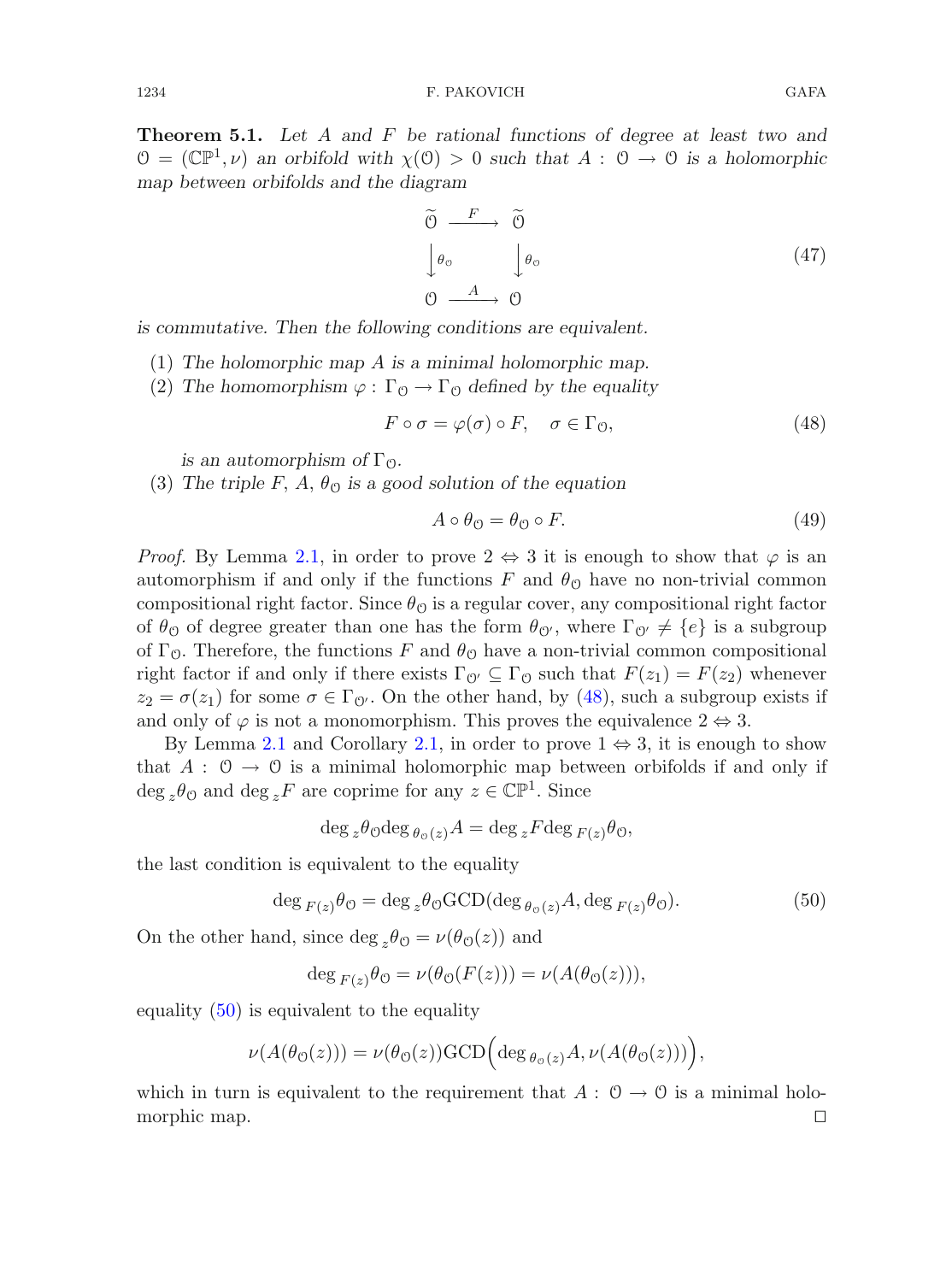**Theorem 5.1.** *Let $A$ and $F$ be rational functions of degree at least two and $\mathcal{O} = (\mathbb{CP}^1, \nu)$ an orbifold with $\chi(\mathcal{O}) > 0$ such that $A : \mathcal{O} \to \mathcal{O}$ is a holomorphic map between orbifolds and the diagram*

$$\begin{array}{ccc} \widetilde{\mathcal{O}} & \xrightarrow{F} & \widetilde{\mathcal{O}} \\ \downarrow{\theta_{\mathcal{O}}} & & \downarrow{\theta_{\mathcal{O}}} \\ \mathcal{O} & \xrightarrow{A} & \mathcal{O} \end{array} \tag{47}$$

*is commutative. Then the following conditions are equivalent.*

1. *The holomorphic map $A$ is a minimal holomorphic map.*
2. *The homomorphism $\varphi : \Gamma_{\mathcal{O}} \to \Gamma_{\mathcal{O}}$ defined by the equality*
$$F \circ \sigma = \varphi(\sigma) \circ F, \quad \sigma \in \Gamma_{\mathcal{O}}, \tag{48}$$
*is an automorphism of $\Gamma_{\mathcal{O}}$.*
3. *The triple $F$, $A$, $\theta_{\mathcal{O}}$ is a good solution of the equation*
$$A \circ \theta_{\mathcal{O}} = \theta_{\mathcal{O}} \circ F. \tag{49}$$

*Proof.* By Lemma 2.1, in order to prove $2 \Leftrightarrow 3$ it is enough to show that $\varphi$ is an automorphism if and only if the functions $F$ and $\theta_{\mathcal{O}}$ have no non-trivial common compositional right factor. Since $\theta_{\mathcal{O}}$ is a regular cover, any compositional right factor of $\theta_{\mathcal{O}}$ of degree greater than one has the form $\theta_{\mathcal{O}'}$, where $\Gamma_{\mathcal{O}'} \neq \{e\}$ is a subgroup of $\Gamma_{\mathcal{O}}$. Therefore, the functions $F$ and $\theta_{\mathcal{O}}$ have a non-trivial common compositional right factor if and only if there exists $\Gamma_{\mathcal{O}'} \subseteq \Gamma_{\mathcal{O}}$ such that $F(z_1) = F(z_2)$ whenever $z_2 = \sigma(z_1)$ for some $\sigma \in \Gamma_{\mathcal{O}'}$. On the other hand, by (48), such a subgroup exists if and only of $\varphi$ is not a monomorphism. This proves the equivalence $2 \Leftrightarrow 3$.

By Lemma 2.1 and Corollary 2.1, in order to prove $1 \Leftrightarrow 3$, it is enough to show that $A : \mathcal{O} \to \mathcal{O}$ is a minimal holomorphic map between orbifolds if and only if $\deg_z \theta_{\mathcal{O}}$ and $\deg_z F$ are coprime for any $z \in \mathbb{CP}^1$. Since

$$\deg_z \theta_{\mathcal{O}} \deg_{\theta_{\mathcal{O}}(z)} A = \deg_z F \deg_{F(z)} \theta_{\mathcal{O}},$$

the last condition is equivalent to the equality

$$\deg_{F(z)} \theta_{\mathcal{O}} = \deg_z \theta_{\mathcal{O}} \mathrm{GCD}(\deg_{\theta_{\mathcal{O}}(z)} A, \deg_{F(z)} \theta_{\mathcal{O}}). \tag{50}$$

On the other hand, since $\deg_z \theta_{\mathcal{O}} = \nu(\theta_{\mathcal{O}}(z))$ and

$$\deg_{F(z)} \theta_{\mathcal{O}} = \nu(\theta_{\mathcal{O}}(F(z))) = \nu(A(\theta_{\mathcal{O}}(z))),$$

equality (50) is equivalent to the equality

$$\nu(A(\theta_{\mathcal{O}}(z))) = \nu(\theta_{\mathcal{O}}(z)) \mathrm{GCD}\Big(\deg_{\theta_{\mathcal{O}}(z)} A, \nu(A(\theta_{\mathcal{O}}(z)))\Big),$$

which in turn is equivalent to the requirement that $A : \mathcal{O} \to \mathcal{O}$ is a minimal holomorphic map. $\square$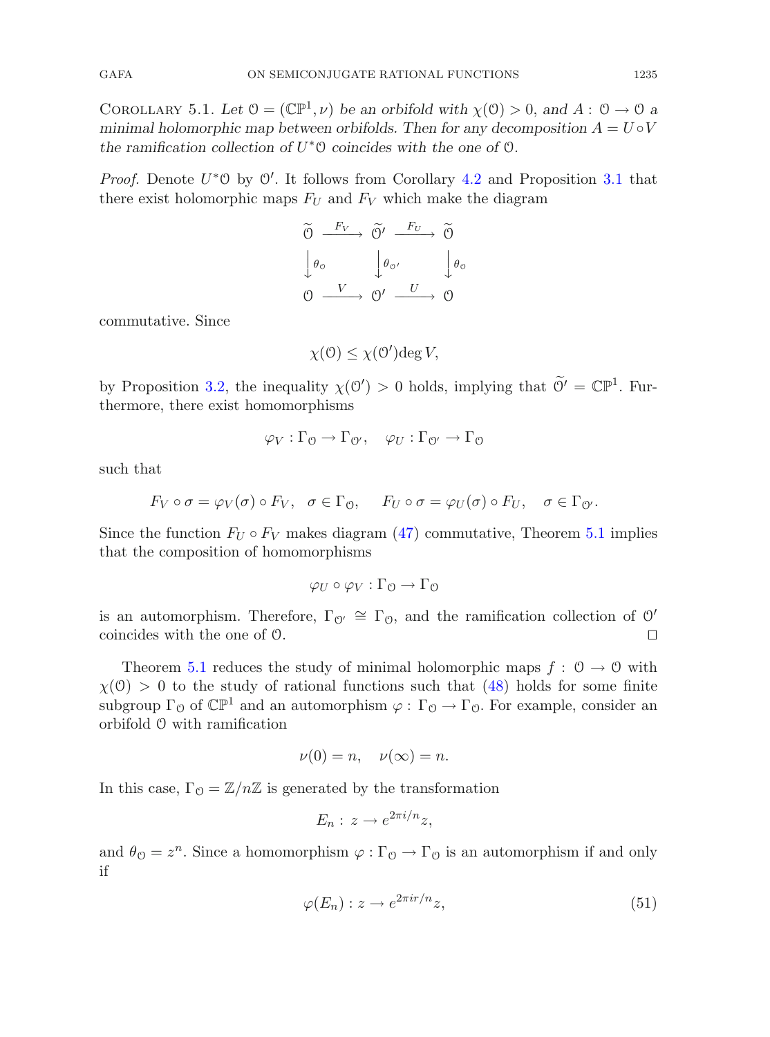COROLLARY 5.1. *Let $\mathcal{O} = (\mathbb{CP}^1, \nu)$ be an orbifold with $\chi(\mathcal{O}) > 0$, and $A : \mathcal{O} \to \mathcal{O}$ a minimal holomorphic map between orbifolds. Then for any decomposition $A = U \circ V$ the ramification collection of $U^*\mathcal{O}$ coincides with the one of $\mathcal{O}$.*

*Proof.* Denote $U^*\mathcal{O}$ by $\mathcal{O}'$. It follows from Corollary 4.2 and Proposition 3.1 that there exist holomorphic maps $F_U$ and $F_V$ which make the diagram

$$\begin{array}{ccccc} \widetilde{\mathcal{O}} & \xrightarrow{F_V} & \widetilde{\mathcal{O}'} & \xrightarrow{F_U} & \widetilde{\mathcal{O}} \\ \downarrow{\theta_{\mathcal{O}}} & & \downarrow{\theta_{\mathcal{O}'}} & & \downarrow{\theta_{\mathcal{O}}} \\ \mathcal{O} & \xrightarrow{V} & \mathcal{O}' & \xrightarrow{U} & \mathcal{O} \end{array}$$

commutative. Since

$$\chi(\mathcal{O}) \le \chi(\mathcal{O}') \deg V,$$

by Proposition 3.2, the inequality $\chi(\mathcal{O}') > 0$ holds, implying that $\widetilde{\mathcal{O}'} = \mathbb{CP}^1$. Furthermore, there exist homomorphisms

$$\varphi_V : \Gamma_{\mathcal{O}} \to \Gamma_{\mathcal{O}'}, \quad \varphi_U : \Gamma_{\mathcal{O}'} \to \Gamma_{\mathcal{O}}$$

such that

$$F_V \circ \sigma = \varphi_V(\sigma) \circ F_V, \quad \sigma \in \Gamma_{\mathcal{O}}, \qquad F_U \circ \sigma = \varphi_U(\sigma) \circ F_U, \quad \sigma \in \Gamma_{\mathcal{O}'}.$$

Since the function $F_U \circ F_V$ makes diagram (47) commutative, Theorem 5.1 implies that the composition of homomorphisms

$$\varphi_U \circ \varphi_V : \Gamma_{\mathcal{O}} \to \Gamma_{\mathcal{O}}$$

is an automorphism. Therefore, $\Gamma_{\mathcal{O}'} \cong \Gamma_{\mathcal{O}}$, and the ramification collection of $\mathcal{O}'$ coincides with the one of $\mathcal{O}$. □

Theorem 5.1 reduces the study of minimal holomorphic maps $f : \mathcal{O} \to \mathcal{O}$ with $\chi(\mathcal{O}) > 0$ to the study of rational functions such that (48) holds for some finite subgroup $\Gamma_{\mathcal{O}}$ of $\mathbb{CP}^1$ and an automorphism $\varphi : \Gamma_{\mathcal{O}} \to \Gamma_{\mathcal{O}}$. For example, consider an orbifold $\mathcal{O}$ with ramification

$$\nu(0) = n, \quad \nu(\infty) = n.$$

In this case, $\Gamma_{\mathcal{O}} = \mathbb{Z}/n\mathbb{Z}$ is generated by the transformation

$$E_n : z \to e^{2\pi i/n} z,$$

and $\theta_{\mathcal{O}} = z^n$. Since a homomorphism $\varphi : \Gamma_{\mathcal{O}} \to \Gamma_{\mathcal{O}}$ is an automorphism if and only if

$$\varphi(E_n) : z \to e^{2\pi i r/n} z, \tag{51}$$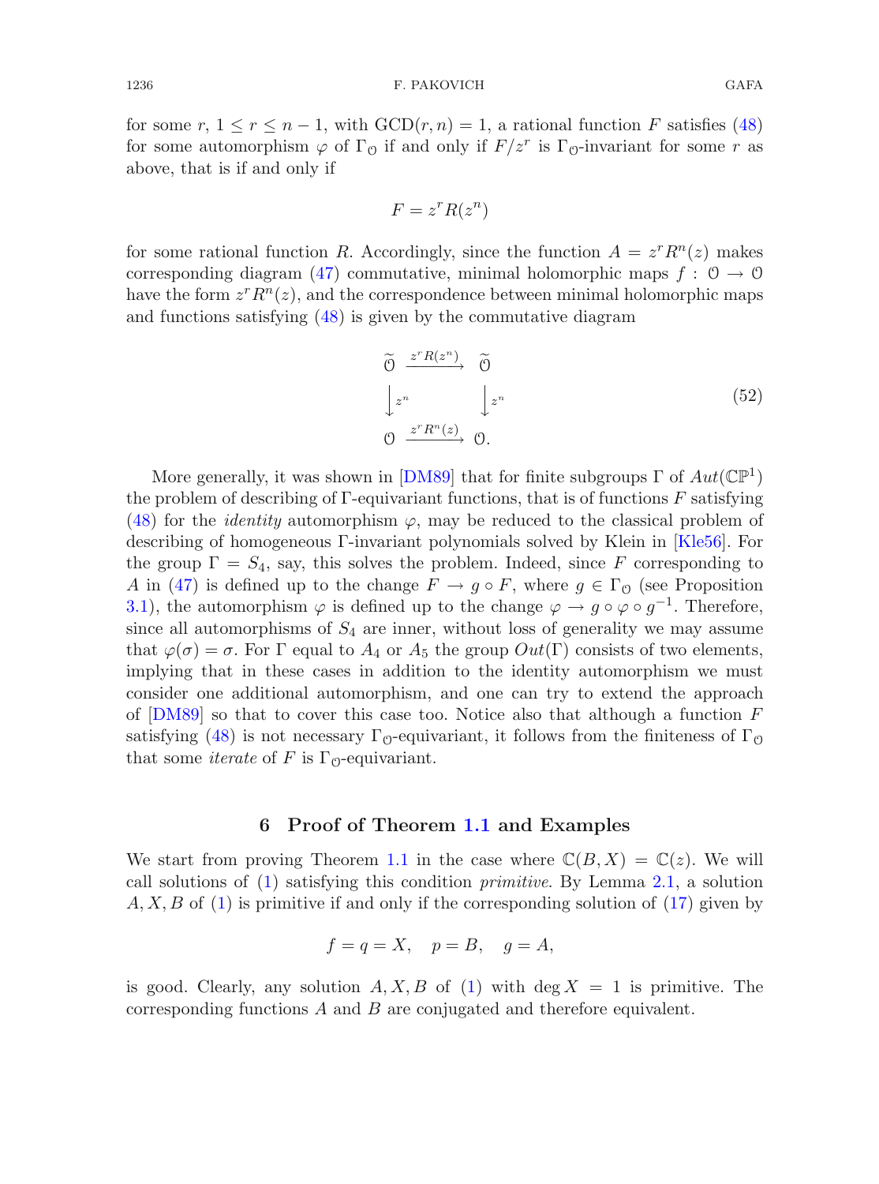for some $r$, $1 \leq r \leq n-1$, with $\text{GCD}(r,n) = 1$, a rational function $F$ satisfies (48) for some automorphism $\varphi$ of $\Gamma_{\mathcal{O}}$ if and only if $F/z^r$ is $\Gamma_{\mathcal{O}}$-invariant for some $r$ as above, that is if and only if

$$F = z^r R(z^n)$$

for some rational function $R$. Accordingly, since the function $A = z^r R^n(z)$ makes corresponding diagram (47) commutative, minimal holomorphic maps $f : \mathcal{O} \to \mathcal{O}$ have the form $z^r R^n(z)$, and the correspondence between minimal holomorphic maps and functions satisfying (48) is given by the commutative diagram

$$\begin{array}{ccc} \widetilde{\mathcal{O}} & \xrightarrow{z^r R(z^n)} & \widetilde{\mathcal{O}} \\ \Big\downarrow z^n & & \Big\downarrow z^n \\ \mathcal{O} & \xrightarrow{z^r R^n(z)} & \mathcal{O}. \end{array} \tag{52}$$

More generally, it was shown in [DM89] that for finite subgroups $\Gamma$ of $Aut(\mathbb{CP}^1)$ the problem of describing of $\Gamma$-equivariant functions, that is of functions $F$ satisfying (48) for the *identity* automorphism $\varphi$, may be reduced to the classical problem of describing of homogeneous $\Gamma$-invariant polynomials solved by Klein in [Kle56]. For the group $\Gamma = S_4$, say, this solves the problem. Indeed, since $F$ corresponding to $A$ in (47) is defined up to the change $F \to g \circ F$, where $g \in \Gamma_{\mathcal{O}}$ (see Proposition 3.1), the automorphism $\varphi$ is defined up to the change $\varphi \to g \circ \varphi \circ g^{-1}$. Therefore, since all automorphisms of $S_4$ are inner, without loss of generality we may assume that $\varphi(\sigma) = \sigma$. For $\Gamma$ equal to $A_4$ or $A_5$ the group $Out(\Gamma)$ consists of two elements, implying that in these cases in addition to the identity automorphism we must consider one additional automorphism, and one can try to extend the approach of [DM89] so that to cover this case too. Notice also that although a function $F$ satisfying (48) is not necessary $\Gamma_{\mathcal{O}}$-equivariant, it follows from the finiteness of $\Gamma_{\mathcal{O}}$ that some *iterate* of $F$ is $\Gamma_{\mathcal{O}}$-equivariant.

## 6 Proof of Theorem 1.1 and Examples

We start from proving Theorem 1.1 in the case where $\mathbb{C}(B, X) = \mathbb{C}(z)$. We will call solutions of (1) satisfying this condition *primitive*. By Lemma 2.1, a solution $A, X, B$ of (1) is primitive if and only if the corresponding solution of (17) given by

$$f = q = X, \quad p = B, \quad g = A,$$

is good. Clearly, any solution $A, X, B$ of (1) with $\deg X = 1$ is primitive. The corresponding functions $A$ and $B$ are conjugated and therefore equivalent.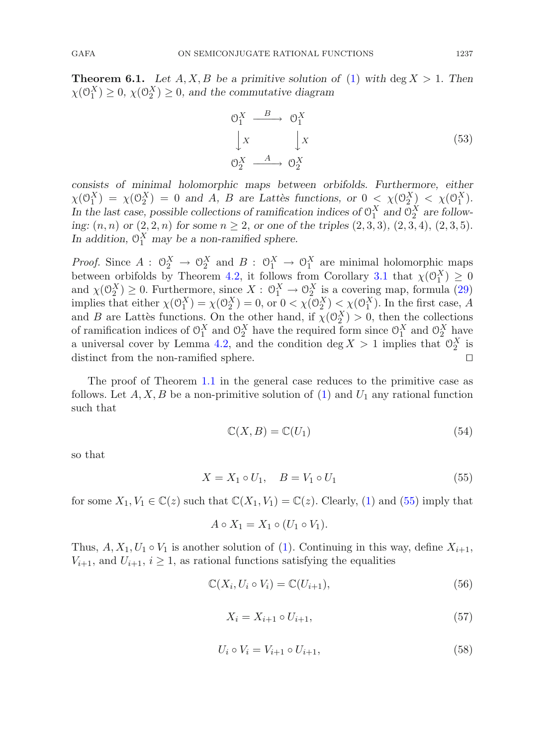**Theorem 6.1.** *Let $A, X, B$ be a primitive solution of (1) with $\deg X > 1$. Then $\chi(\mathcal{O}_1^X) \geq 0$, $\chi(\mathcal{O}_2^X) \geq 0$, and the commutative diagram*

$$\begin{array}{ccc} \mathcal{O}_1^X & \xrightarrow{\;B\;} & \mathcal{O}_1^X \\ \downarrow X & & \downarrow X \\ \mathcal{O}_2^X & \xrightarrow{\;A\;} & \mathcal{O}_2^X \end{array} \tag{53}$$

*consists of minimal holomorphic maps between orbifolds. Furthermore, either $\chi(\mathcal{O}_1^X) = \chi(\mathcal{O}_2^X) = 0$ and $A$, $B$ are Lattès functions, or $0 < \chi(\mathcal{O}_2^X) < \chi(\mathcal{O}_1^X)$. In the last case, possible collections of ramification indices of $\mathcal{O}_1^X$ and $\mathcal{O}_2^X$ are following: $(n, n)$ or $(2, 2, n)$ for some $n \geq 2$, or one of the triples $(2, 3, 3)$, $(2, 3, 4)$, $(2, 3, 5)$. In addition, $\mathcal{O}_1^X$ may be a non-ramified sphere.*

*Proof.* Since $A : \mathcal{O}_2^X \to \mathcal{O}_2^X$ and $B : \mathcal{O}_1^X \to \mathcal{O}_1^X$ are minimal holomorphic maps between orbifolds by Theorem 4.2, it follows from Corollary 3.1 that $\chi(\mathcal{O}_1^X) \geq 0$ and $\chi(\mathcal{O}_2^X) \geq 0$. Furthermore, since $X : \mathcal{O}_1^X \to \mathcal{O}_2^X$ is a covering map, formula (29) implies that either $\chi(\mathcal{O}_1^X) = \chi(\mathcal{O}_2^X) = 0$, or $0 < \chi(\mathcal{O}_2^X) < \chi(\mathcal{O}_1^X)$. In the first case, $A$ and $B$ are Lattès functions. On the other hand, if $\chi(\mathcal{O}_2^X) > 0$, then the collections of ramification indices of $\mathcal{O}_1^X$ and $\mathcal{O}_2^X$ have the required form since $\mathcal{O}_1^X$ and $\mathcal{O}_2^X$ have a universal cover by Lemma 4.2, and the condition $\deg X > 1$ implies that $\mathcal{O}_2^X$ is distinct from the non-ramified sphere. ◻

The proof of Theorem 1.1 in the general case reduces to the primitive case as follows. Let $A, X, B$ be a non-primitive solution of (1) and $U_1$ any rational function such that

$$\mathbb{C}(X, B) = \mathbb{C}(U_1) \tag{54}$$

so that

$$X = X_1 \circ U_1, \quad B = V_1 \circ U_1 \tag{55}$$

for some $X_1, V_1 \in \mathbb{C}(z)$ such that $\mathbb{C}(X_1, V_1) = \mathbb{C}(z)$. Clearly, (1) and (55) imply that

$$A \circ X_1 = X_1 \circ (U_1 \circ V_1).$$

Thus, $A, X_1, U_1 \circ V_1$ is another solution of (1). Continuing in this way, define $X_{i+1}$, $V_{i+1}$, and $U_{i+1}$, $i \geq 1$, as rational functions satisfying the equalities

$$\mathbb{C}(X_i, U_i \circ V_i) = \mathbb{C}(U_{i+1}), \tag{56}$$

$$X_i = X_{i+1} \circ U_{i+1}, \tag{57}$$

$$U_i \circ V_i = V_{i+1} \circ U_{i+1}, \tag{58}$$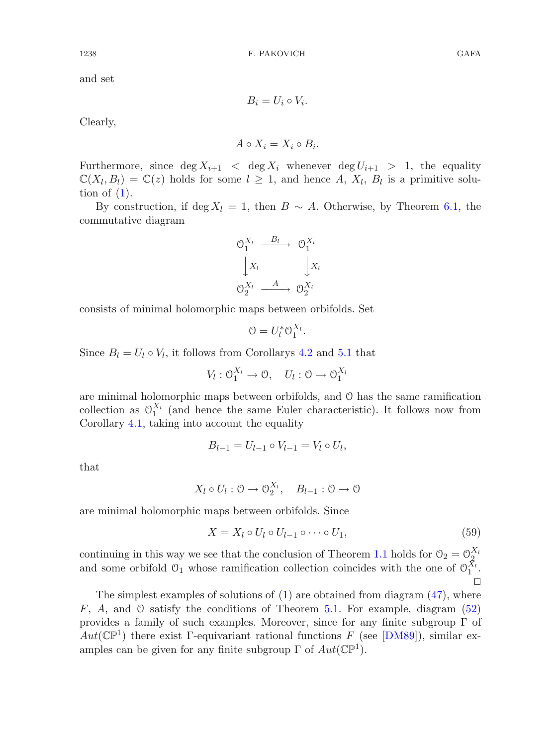and set

$$B_i = U_i \circ V_i.$$

Clearly,

$$A \circ X_i = X_i \circ B_i.$$

Furthermore, since $\deg X_{i+1} < \deg X_i$ whenever $\deg U_{i+1} > 1$, the equality $\mathbb{C}(X_l, B_l) = \mathbb{C}(z)$ holds for some $l \geq 1$, and hence $A$, $X_l$, $B_l$ is a primitive solution of (1).

By construction, if $\deg X_l = 1$, then $B \sim A$. Otherwise, by Theorem 6.1, the commutative diagram

$$\begin{array}{ccc} \mathcal{O}_1^{X_l} & \xrightarrow{B_l} & \mathcal{O}_1^{X_l} \\ \downarrow X_l & & \downarrow X_l \\ \mathcal{O}_2^{X_l} & \xrightarrow{A} & \mathcal{O}_2^{X_l} \end{array}$$

consists of minimal holomorphic maps between orbifolds. Set

$$\mathcal{O} = U_l^* \mathcal{O}_1^{X_l}.$$

Since $B_l = U_l \circ V_l$, it follows from Corollarys 4.2 and 5.1 that

$$V_l : \mathcal{O}_1^{X_l} \to \mathcal{O}, \quad U_l : \mathcal{O} \to \mathcal{O}_1^{X_l}$$

are minimal holomorphic maps between orbifolds, and $\mathcal{O}$ has the same ramification collection as $\mathcal{O}_1^{X_l}$ (and hence the same Euler characteristic). It follows now from Corollary 4.1, taking into account the equality

$$B_{l-1} = U_{l-1} \circ V_{l-1} = V_l \circ U_l,$$

that

$$X_l \circ U_l : \mathcal{O} \to \mathcal{O}_2^{X_l}, \quad B_{l-1} : \mathcal{O} \to \mathcal{O}$$

are minimal holomorphic maps between orbifolds. Since

$$X = X_l \circ U_l \circ U_{l-1} \circ \cdots \circ U_1, \tag{59}$$

continuing in this way we see that the conclusion of Theorem 1.1 holds for $\mathcal{O}_2 = \mathcal{O}_2^{X_l}$ and some orbifold $\mathcal{O}_1$ whose ramification collection coincides with the one of $\mathcal{O}_1^{X_l}$. □

The simplest examples of solutions of (1) are obtained from diagram (47), where $F$, $A$, and $\mathcal{O}$ satisfy the conditions of Theorem 5.1. For example, diagram (52) provides a family of such examples. Moreover, since for any finite subgroup $\Gamma$ of $Aut(\mathbb{CP}^1)$ there exist $\Gamma$-equivariant rational functions $F$ (see [DM89]), similar examples can be given for any finite subgroup $\Gamma$ of $Aut(\mathbb{CP}^1)$.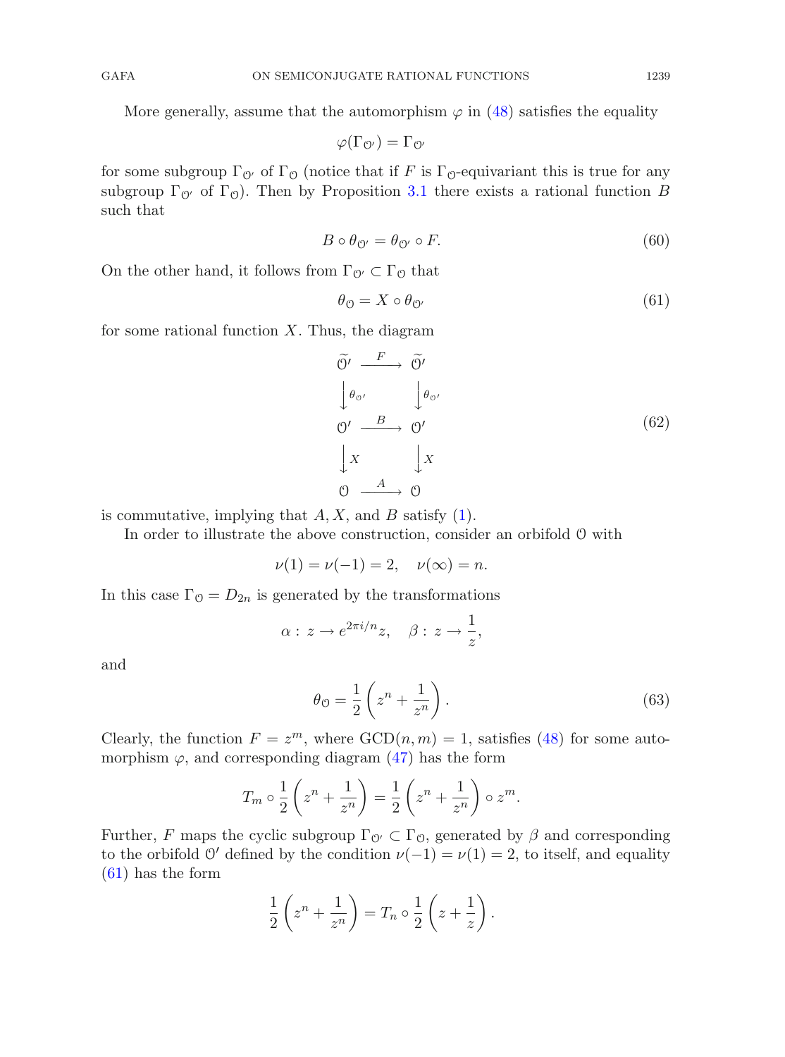More generally, assume that the automorphism $\varphi$ in (48) satisfies the equality

$$\varphi(\Gamma_{\mathcal{O}'}) = \Gamma_{\mathcal{O}'}$$

for some subgroup $\Gamma_{\mathcal{O}'}$ of $\Gamma_{\mathcal{O}}$ (notice that if $F$ is $\Gamma_{\mathcal{O}}$-equivariant this is true for any subgroup $\Gamma_{\mathcal{O}'}$ of $\Gamma_{\mathcal{O}}$). Then by Proposition 3.1 there exists a rational function $B$ such that

$$B \circ \theta_{\mathcal{O}'} = \theta_{\mathcal{O}'} \circ F. \tag{60}$$

On the other hand, it follows from $\Gamma_{\mathcal{O}'} \subset \Gamma_{\mathcal{O}}$ that

$$\theta_{\mathcal{O}} = X \circ \theta_{\mathcal{O}'} \tag{61}$$

for some rational function $X$. Thus, the diagram

$$\begin{array}{ccc}
\widetilde{\mathcal{O}}' & \xrightarrow{\ F\ } & \widetilde{\mathcal{O}}' \\
\Big\downarrow \theta_{\mathcal{O}'} & & \Big\downarrow \theta_{\mathcal{O}'} \\
\mathcal{O}' & \xrightarrow{\ B\ } & \mathcal{O}' \\
\Big\downarrow X & & \Big\downarrow X \\
\mathcal{O} & \xrightarrow{\ A\ } & \mathcal{O}
\end{array} \tag{62}$$

is commutative, implying that $A$, $X$, and $B$ satisfy (1).

In order to illustrate the above construction, consider an orbifold $\mathcal{O}$ with

$$\nu(1) = \nu(-1) = 2, \quad \nu(\infty) = n.$$

In this case $\Gamma_{\mathcal{O}} = D_{2n}$ is generated by the transformations

$$\alpha : z \to e^{2\pi i/n}z, \quad \beta : z \to \frac{1}{z},$$

and

$$\theta_{\mathcal{O}} = \frac{1}{2}\left(z^n + \frac{1}{z^n}\right). \tag{63}$$

Clearly, the function $F = z^m$, where $\mathrm{GCD}(n, m) = 1$, satisfies (48) for some automorphism $\varphi$, and corresponding diagram (47) has the form

$$T_m \circ \frac{1}{2}\left(z^n + \frac{1}{z^n}\right) = \frac{1}{2}\left(z^n + \frac{1}{z^n}\right) \circ z^m.$$

Further, $F$ maps the cyclic subgroup $\Gamma_{\mathcal{O}'} \subset \Gamma_{\mathcal{O}}$, generated by $\beta$ and corresponding to the orbifold $\mathcal{O}'$ defined by the condition $\nu(-1) = \nu(1) = 2$, to itself, and equality (61) has the form

$$\frac{1}{2}\left(z^n + \frac{1}{z^n}\right) = T_n \circ \frac{1}{2}\left(z + \frac{1}{z}\right).$$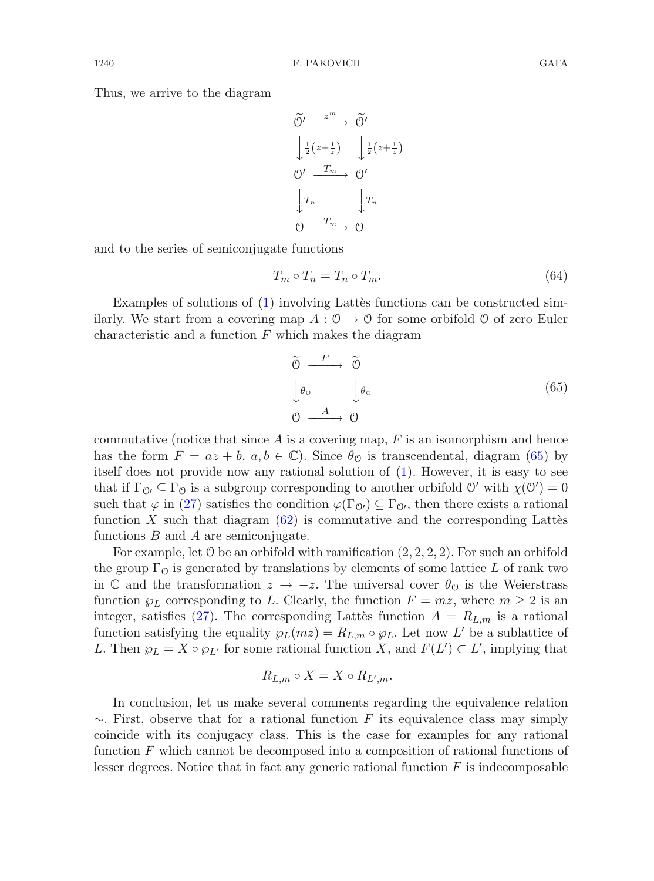Thus, we arrive to the diagram

$$
\begin{array}{ccc}
\widetilde{\mathcal{O}'} & \xrightarrow{\ z^m\ } & \widetilde{\mathcal{O}'} \\
\Big\downarrow \frac{1}{2}\left(z+\frac{1}{z}\right) & & \Big\downarrow \frac{1}{2}\left(z+\frac{1}{z}\right) \\
\mathcal{O}' & \xrightarrow{\ T_m\ } & \mathcal{O}' \\
\Big\downarrow T_n & & \Big\downarrow T_n \\
\mathcal{O} & \xrightarrow{\ T_m\ } & \mathcal{O}
\end{array}
$$

and to the series of semiconjugate functions

$$T_m \circ T_n = T_n \circ T_m. \tag{64}$$

Examples of solutions of (1) involving Lattès functions can be constructed similarly. We start from a covering map $A : \mathcal{O} \to \mathcal{O}$ for some orbifold $\mathcal{O}$ of zero Euler characteristic and a function $F$ which makes the diagram

$$
\begin{array}{ccc}
\widetilde{\mathcal{O}} & \xrightarrow{\ F\ } & \widetilde{\mathcal{O}} \\
\Big\downarrow \theta_{\mathcal{O}} & & \Big\downarrow \theta_{\mathcal{O}} \\
\mathcal{O} & \xrightarrow{\ A\ } & \mathcal{O}
\end{array}
\tag{65}
$$

commutative (notice that since $A$ is a covering map, $F$ is an isomorphism and hence has the form $F = az + b$, $a, b \in \mathbb{C}$). Since $\theta_{\mathcal{O}}$ is transcendental, diagram (65) by itself does not provide now any rational solution of (1). However, it is easy to see that if $\Gamma_{\mathcal{O}'} \subseteq \Gamma_{\mathcal{O}}$ is a subgroup corresponding to another orbifold $\mathcal{O}'$ with $\chi(\mathcal{O}') = 0$ such that $\varphi$ in (27) satisfies the condition $\varphi(\Gamma_{\mathcal{O}'}) \subseteq \Gamma_{\mathcal{O}'}$, then there exists a rational function $X$ such that diagram (62) is commutative and the corresponding Lattès functions $B$ and $A$ are semiconjugate.

For example, let $\mathcal{O}$ be an orbifold with ramification $(2, 2, 2, 2)$. For such an orbifold the group $\Gamma_{\mathcal{O}}$ is generated by translations by elements of some lattice $L$ of rank two in $\mathbb{C}$ and the transformation $z \to -z$. The universal cover $\theta_{\mathcal{O}}$ is the Weierstrass function $\wp_L$ corresponding to $L$. Clearly, the function $F = mz$, where $m \geq 2$ is an integer, satisfies (27). The corresponding Lattès function $A = R_{L,m}$ is a rational function satisfying the equality $\wp_L(mz) = R_{L,m} \circ \wp_L$. Let now $L'$ be a sublattice of $L$. Then $\wp_L = X \circ \wp_{L'}$ for some rational function $X$, and $F(L') \subset L'$, implying that

$$R_{L,m} \circ X = X \circ R_{L',m}.$$

In conclusion, let us make several comments regarding the equivalence relation $\sim$. First, observe that for a rational function $F$ its equivalence class may simply coincide with its conjugacy class. This is the case for examples for any rational function $F$ which cannot be decomposed into a composition of rational functions of lesser degrees. Notice that in fact any generic rational function $F$ is indecomposable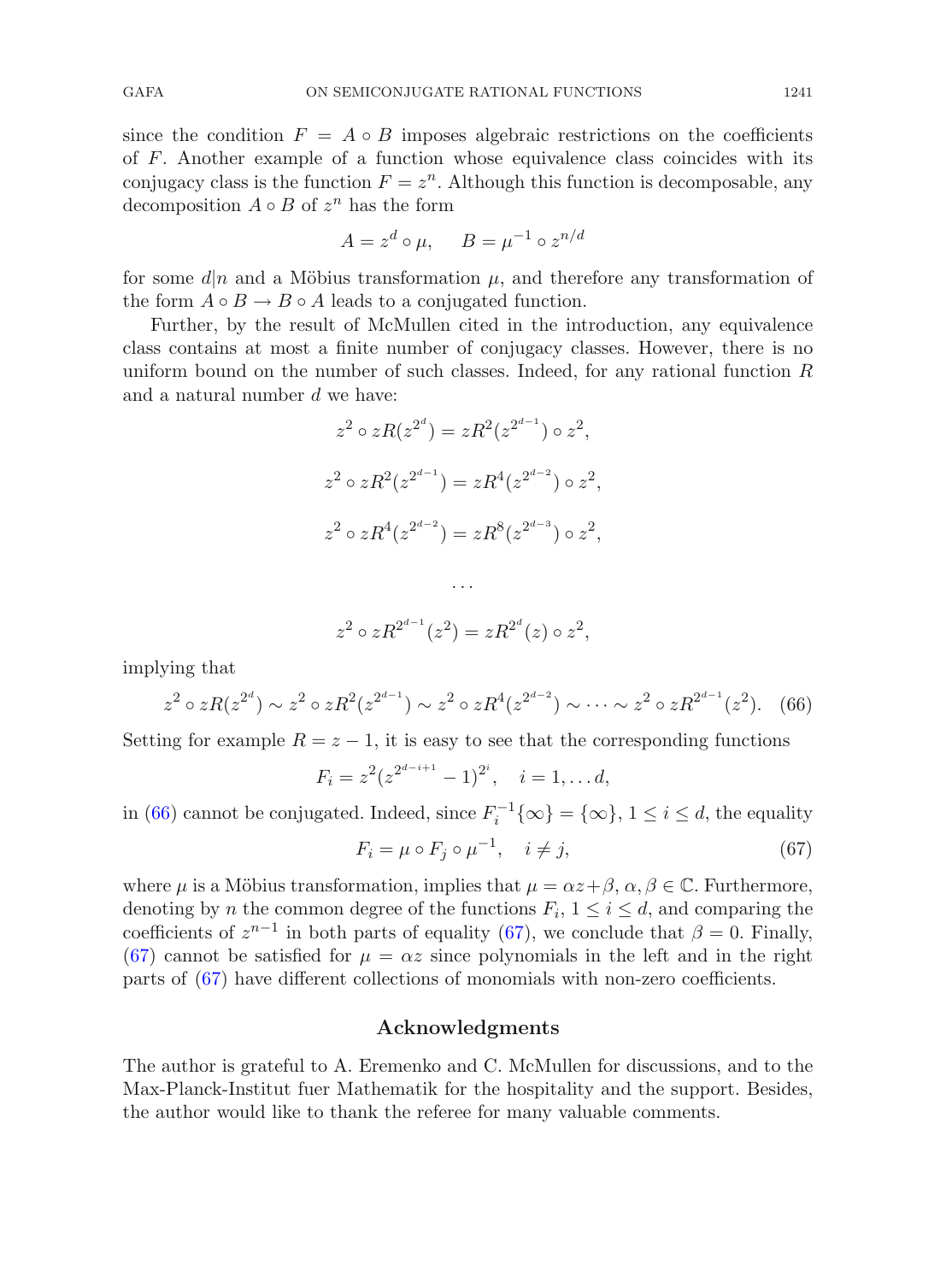since the condition $F = A \circ B$ imposes algebraic restrictions on the coefficients of $F$. Another example of a function whose equivalence class coincides with its conjugacy class is the function $F = z^n$. Although this function is decomposable, any decomposition $A \circ B$ of $z^n$ has the form

$$A = z^d \circ \mu, \qquad B = \mu^{-1} \circ z^{n/d}$$

for some $d|n$ and a Möbius transformation $\mu$, and therefore any transformation of the form $A \circ B \to B \circ A$ leads to a conjugated function.

Further, by the result of McMullen cited in the introduction, any equivalence class contains at most a finite number of conjugacy classes. However, there is no uniform bound on the number of such classes. Indeed, for any rational function $R$ and a natural number $d$ we have:

$$z^2 \circ zR(z^{2^d}) = zR^2(z^{2^{d-1}}) \circ z^2,$$

$$z^2 \circ zR^2(z^{2^{d-1}}) = zR^4(z^{2^{d-2}}) \circ z^2,$$

$$z^2 \circ zR^4(z^{2^{d-2}}) = zR^8(z^{2^{d-3}}) \circ z^2,$$

$$\cdots$$

$$z^2 \circ zR^{2^{d-1}}(z^2) = zR^{2^d}(z) \circ z^2,$$

implying that

$$z^2 \circ zR(z^{2^d}) \sim z^2 \circ zR^2(z^{2^{d-1}}) \sim z^2 \circ zR^4(z^{2^{d-2}}) \sim \cdots \sim z^2 \circ zR^{2^{d-1}}(z^2). \quad (66)$$

Setting for example $R = z - 1$, it is easy to see that the corresponding functions

$$F_i = z^2(z^{2^{d-i+1}} - 1)^{2^i}, \quad i = 1, \ldots d,$$

in (66) cannot be conjugated. Indeed, since $F_i^{-1}\{\infty\} = \{\infty\}$, $1 \leq i \leq d$, the equality

$$F_i = \mu \circ F_j \circ \mu^{-1}, \quad i \neq j, \quad (67)$$

where $\mu$ is a Möbius transformation, implies that $\mu = \alpha z + \beta$, $\alpha, \beta \in \mathbb{C}$. Furthermore, denoting by $n$ the common degree of the functions $F_i$, $1 \leq i \leq d$, and comparing the coefficients of $z^{n-1}$ in both parts of equality (67), we conclude that $\beta = 0$. Finally, (67) cannot be satisfied for $\mu = \alpha z$ since polynomials in the left and in the right parts of (67) have different collections of monomials with non-zero coefficients.

## Acknowledgments

The author is grateful to A. Eremenko and C. McMullen for discussions, and to the Max-Planck-Institut fuer Mathematik for the hospitality and the support. Besides, the author would like to thank the referee for many valuable comments.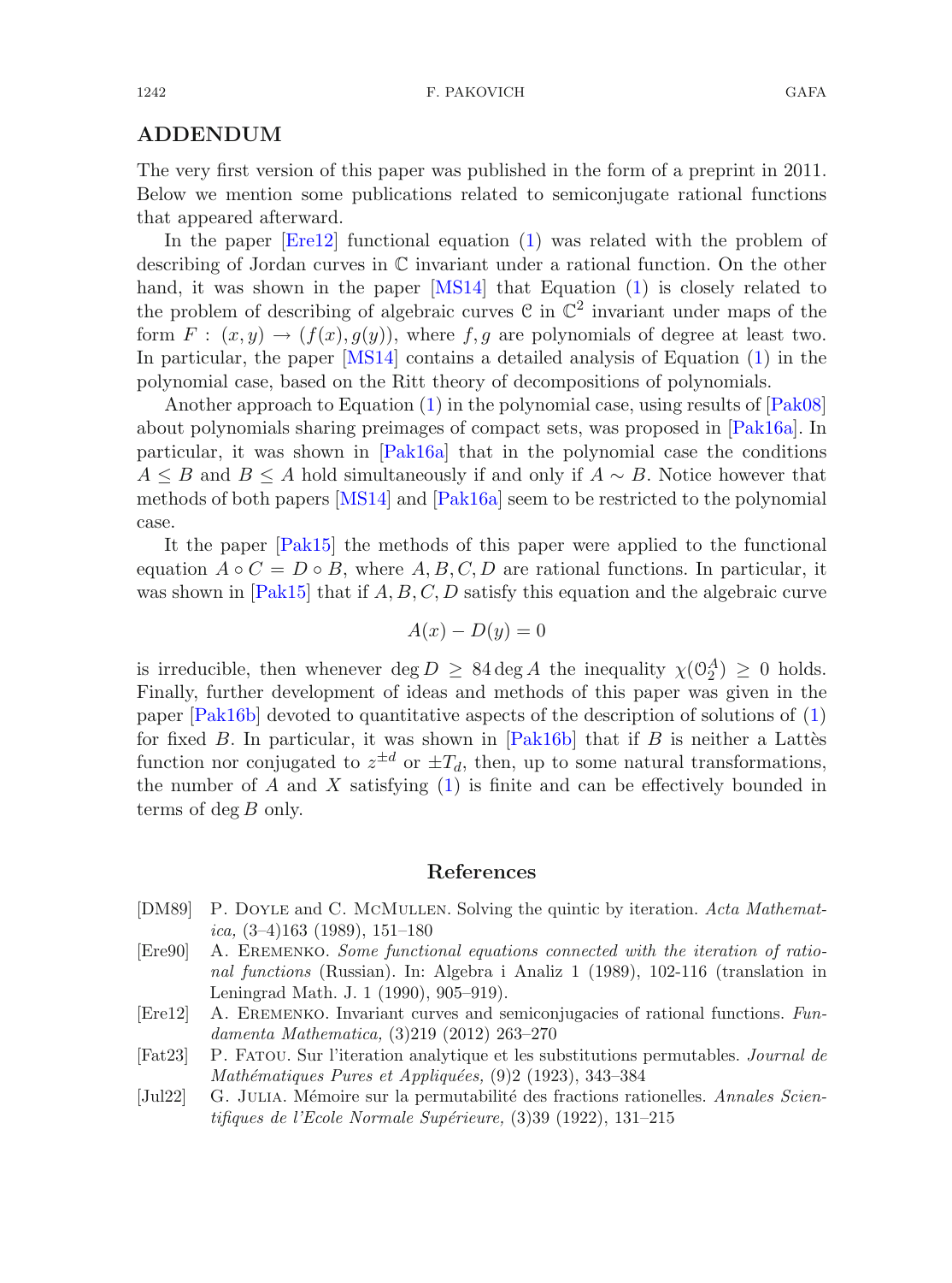## ADDENDUM

The very first version of this paper was published in the form of a preprint in 2011. Below we mention some publications related to semiconjugate rational functions that appeared afterward.

In the paper [Ere12] functional equation (1) was related with the problem of describing of Jordan curves in $\mathbb{C}$ invariant under a rational function. On the other hand, it was shown in the paper [MS14] that Equation (1) is closely related to the problem of describing of algebraic curves $\mathcal{C}$ in $\mathbb{C}^2$ invariant under maps of the form $F : (x, y) \to (f(x), g(y))$, where $f, g$ are polynomials of degree at least two. In particular, the paper [MS14] contains a detailed analysis of Equation (1) in the polynomial case, based on the Ritt theory of decompositions of polynomials.

Another approach to Equation (1) in the polynomial case, using results of [Pak08] about polynomials sharing preimages of compact sets, was proposed in [Pak16a]. In particular, it was shown in [Pak16a] that in the polynomial case the conditions $A \leq B$ and $B \leq A$ hold simultaneously if and only if $A \sim B$. Notice however that methods of both papers [MS14] and [Pak16a] seem to be restricted to the polynomial case.

It the paper [Pak15] the methods of this paper were applied to the functional equation $A \circ C = D \circ B$, where $A, B, C, D$ are rational functions. In particular, it was shown in [Pak15] that if $A, B, C, D$ satisfy this equation and the algebraic curve

$$A(x) - D(y) = 0$$

is irreducible, then whenever $\deg D \geq 84 \deg A$ the inequality $\chi(\mathcal{O}_2^A) \geq 0$ holds. Finally, further development of ideas and methods of this paper was given in the paper [Pak16b] devoted to quantitative aspects of the description of solutions of (1) for fixed $B$. In particular, it was shown in [Pak16b] that if $B$ is neither a Lattès function nor conjugated to $z^{\pm d}$ or $\pm T_d$, then, up to some natural transformations, the number of $A$ and $X$ satisfying (1) is finite and can be effectively bounded in terms of $\deg B$ only.

## References

[DM89] P. Doyle and C. McMullen. Solving the quintic by iteration. *Acta Mathematica,* (3–4)163 (1989), 151–180

[Ere90] A. Eremenko. *Some functional equations connected with the iteration of rational functions* (Russian). In: Algebra i Analiz 1 (1989), 102-116 (translation in Leningrad Math. J. 1 (1990), 905–919).

[Ere12] A. Eremenko. Invariant curves and semiconjugacies of rational functions. *Fundamenta Mathematica,* (3)219 (2012) 263–270

[Fat23] P. Fatou. Sur l'iteration analytique et les substitutions permutables. *Journal de Mathématiques Pures et Appliquées,* (9)2 (1923), 343–384

[Jul22] G. Julia. Mémoire sur la permutabilité des fractions rationelles. *Annales Scientifiques de l'Ecole Normale Supérieure,* (3)39 (1922), 131–215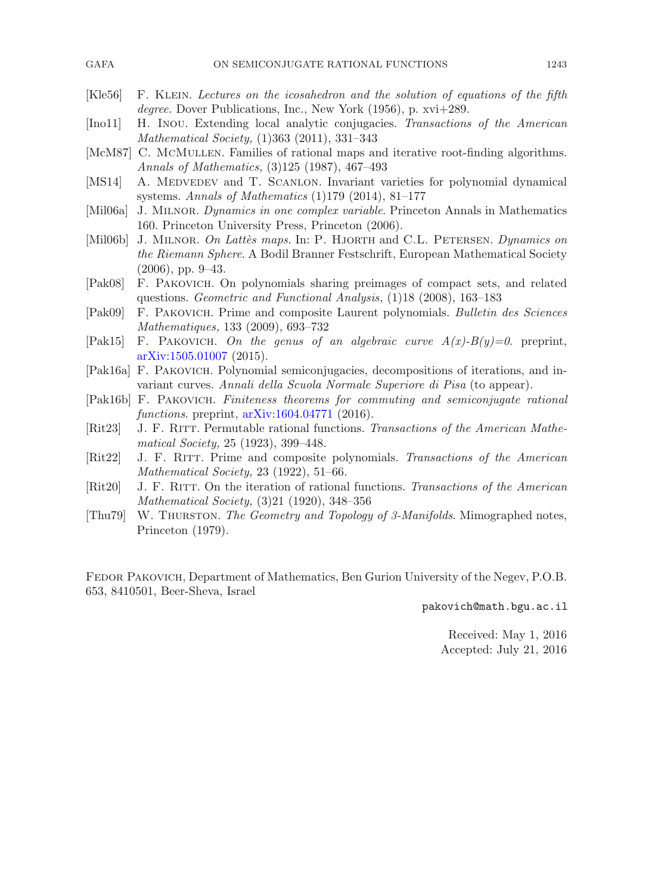[Kle56] F. Klein. *Lectures on the icosahedron and the solution of equations of the fifth degree.* Dover Publications, Inc., New York (1956), p. xvi+289.

[Ino11] H. Inou. Extending local analytic conjugacies. *Transactions of the American Mathematical Society,* (1)363 (2011), 331–343

[McM87] C. McMullen. Families of rational maps and iterative root-finding algorithms. *Annals of Mathematics,* (3)125 (1987), 467–493

[MS14] A. Medvedev and T. Scanlon. Invariant varieties for polynomial dynamical systems. *Annals of Mathematics* (1)179 (2014), 81–177

[Mil06a] J. Milnor. *Dynamics in one complex variable.* Princeton Annals in Mathematics 160. Princeton University Press, Princeton (2006).

[Mil06b] J. Milnor. *On Lattès maps.* In: P. Hjorth and C.L. Petersen. *Dynamics on the Riemann Sphere.* A Bodil Branner Festschrift, European Mathematical Society (2006), pp. 9–43.

[Pak08] F. Pakovich. On polynomials sharing preimages of compact sets, and related questions. *Geometric and Functional Analysis,* (1)18 (2008), 163–183

[Pak09] F. Pakovich. Prime and composite Laurent polynomials. *Bulletin des Sciences Mathematiques,* 133 (2009), 693–732

[Pak15] F. Pakovich. *On the genus of an algebraic curve A(x)-B(y)=0.* preprint, arXiv:1505.01007 (2015).

[Pak16a] F. Pakovich. Polynomial semiconjugacies, decompositions of iterations, and invariant curves. *Annali della Scuola Normale Superiore di Pisa* (to appear).

[Pak16b] F. Pakovich. *Finiteness theorems for commuting and semiconjugate rational functions.* preprint, arXiv:1604.04771 (2016).

[Rit23] J. F. Ritt. Permutable rational functions. *Transactions of the American Mathematical Society,* 25 (1923), 399–448.

[Rit22] J. F. Ritt. Prime and composite polynomials. *Transactions of the American Mathematical Society,* 23 (1922), 51–66.

[Rit20] J. F. Ritt. On the iteration of rational functions. *Transactions of the American Mathematical Society,* (3)21 (1920), 348–356

[Thu79] W. Thurston. *The Geometry and Topology of 3-Manifolds.* Mimographed notes, Princeton (1979).

Fedor Pakovich, Department of Mathematics, Ben Gurion University of the Negev, P.O.B. 653, 8410501, Beer-Sheva, Israel

pakovich@math.bgu.ac.il

Received: May 1, 2016
Accepted: July 21, 2016